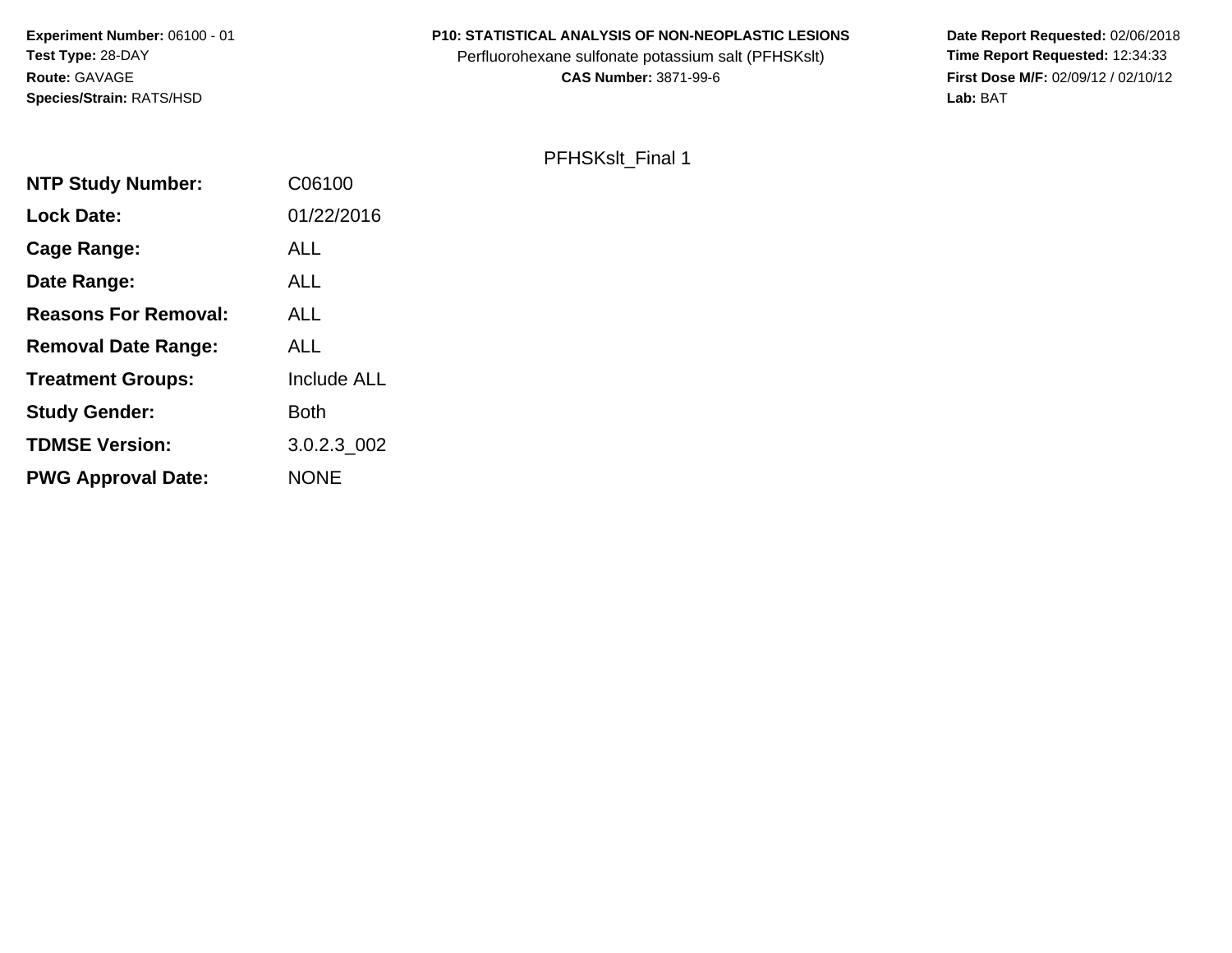**Experiment Number:** 06100 - 01
**Test Type:** 28-DAY
**Route:** GAVAGE
**Species/Strain:** RATS/HSD

**P10: STATISTICAL ANALYSIS OF NON-NEOPLASTIC LESIONS**
Perfluorohexane sulfonate potassium salt (PFHSKslt)
**CAS Number:** 3871-99-6

**Date Report Requested:** 02/06/2018
**Time Report Requested:** 12:34:33
**First Dose M/F:** 02/09/12 / 02/10/12
**Lab:** BAT

PFHSKslt_Final 1

| | |
|---|---|
| **NTP Study Number:** | C06100 |
| **Lock Date:** | 01/22/2016 |
| **Cage Range:** | ALL |
| **Date Range:** | ALL |
| **Reasons For Removal:** | ALL |
| **Removal Date Range:** | ALL |
| **Treatment Groups:** | Include ALL |
| **Study Gender:** | Both |
| **TDMSE Version:** | 3.0.2.3_002 |
| **PWG Approval Date:** | NONE |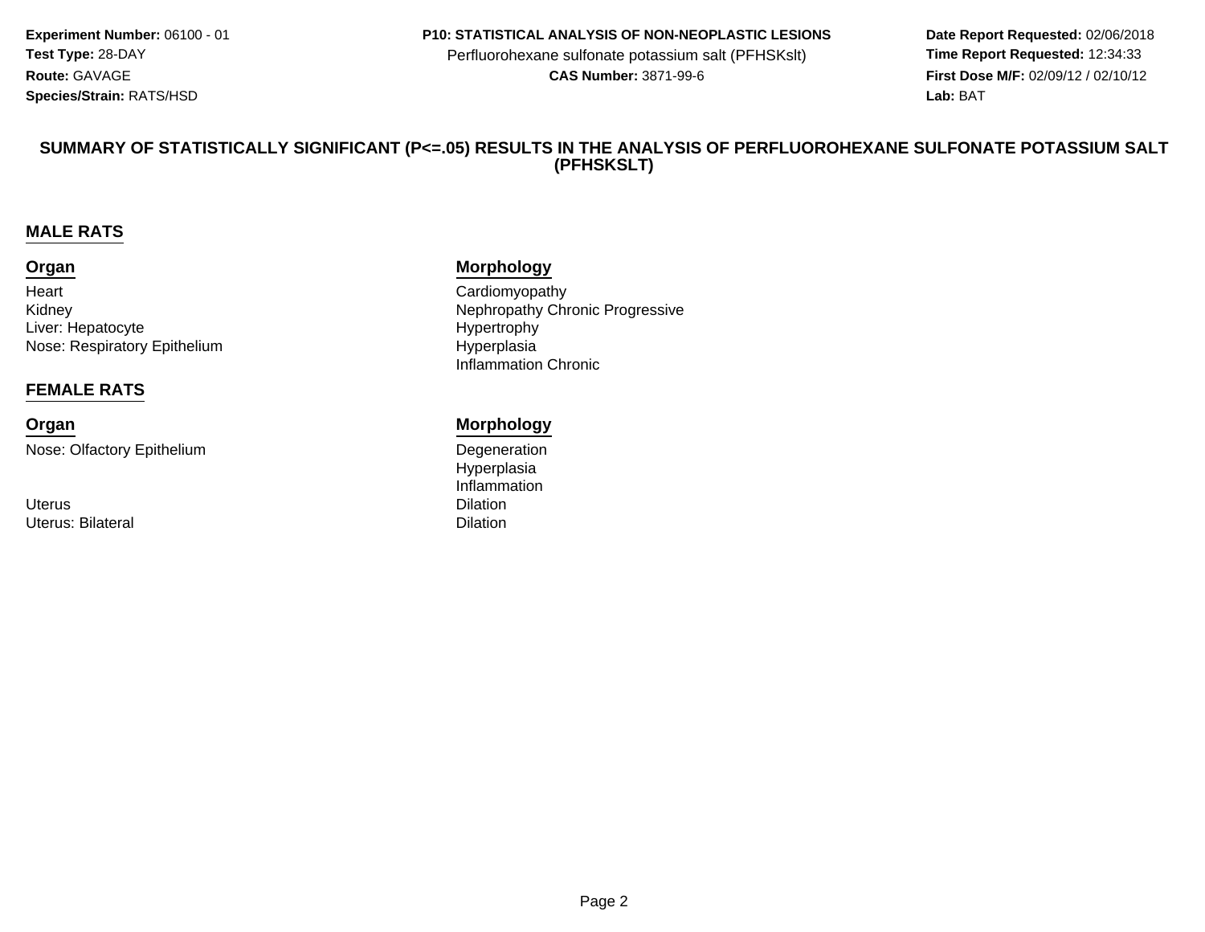**Experiment Number:** 06100 - 01
**Test Type:** 28-DAY
**Route:** GAVAGE
**Species/Strain:** RATS/HSD

**P10: STATISTICAL ANALYSIS OF NON-NEOPLASTIC LESIONS**
Perfluorohexane sulfonate potassium salt (PFHSKslt)
**CAS Number:** 3871-99-6

**Date Report Requested:** 02/06/2018
**Time Report Requested:** 12:34:33
**First Dose M/F:** 02/09/12 / 02/10/12
**Lab:** BAT

## SUMMARY OF STATISTICALLY SIGNIFICANT (P<=.05) RESULTS IN THE ANALYSIS OF PERFLUOROHEXANE SULFONATE POTASSIUM SALT (PFHSKSLT)

### MALE RATS

| Organ | Morphology |
|---|---|
| Heart | Cardiomyopathy |
| Kidney | Nephropathy Chronic Progressive |
| Liver: Hepatocyte | Hypertrophy |
| Nose: Respiratory Epithelium | Hyperplasia |
| | Inflammation Chronic |

### FEMALE RATS

| Organ | Morphology |
|---|---|
| Nose: Olfactory Epithelium | Degeneration |
| | Hyperplasia |
| | Inflammation |
| Uterus | Dilation |
| Uterus: Bilateral | Dilation |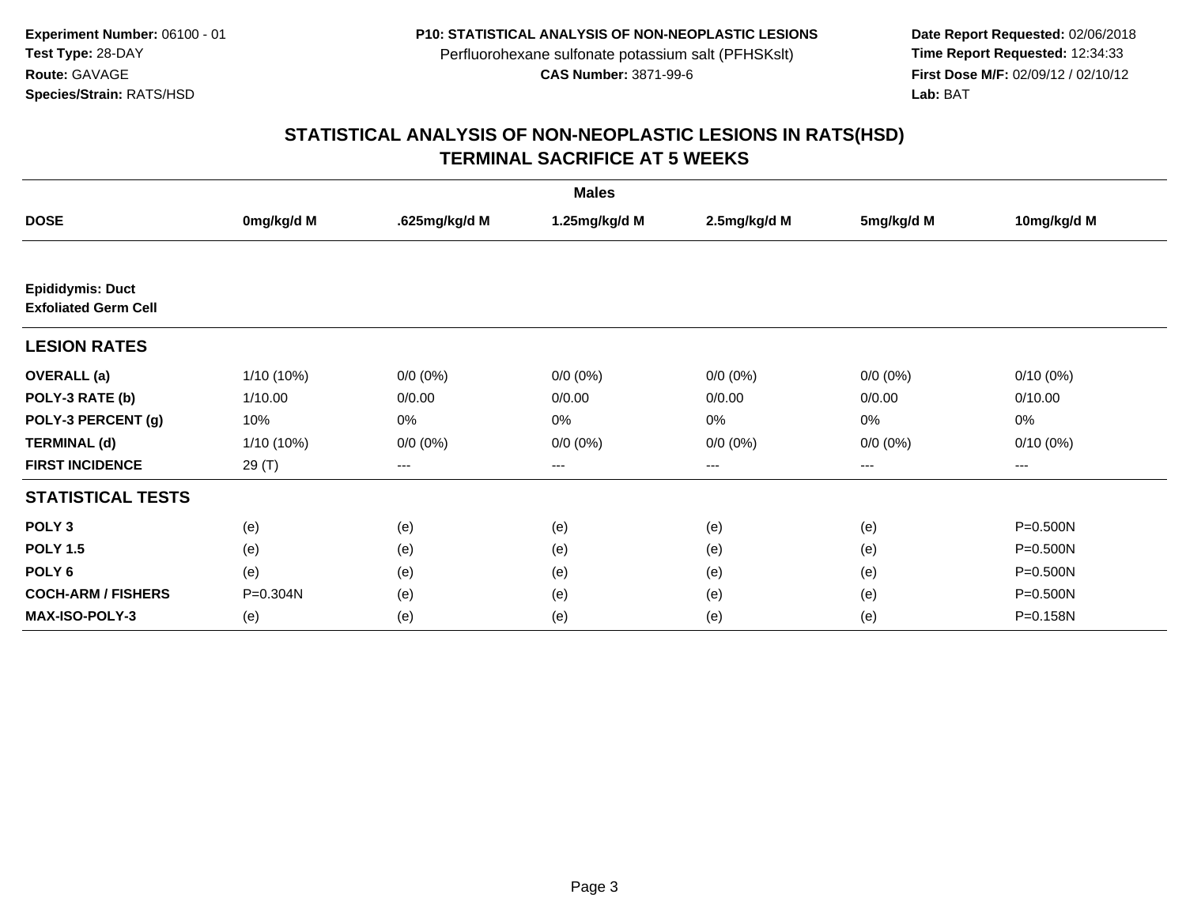**Experiment Number:** 06100 - 01
**Test Type:** 28-DAY
**Route:** GAVAGE
**Species/Strain:** RATS/HSD

**P10: STATISTICAL ANALYSIS OF NON-NEOPLASTIC LESIONS**
Perfluorohexane sulfonate potassium salt (PFHSKslt)
**CAS Number:** 3871-99-6

**Date Report Requested:** 02/06/2018
**Time Report Requested:** 12:34:33
**First Dose M/F:** 02/09/12 / 02/10/12
**Lab:** BAT

## STATISTICAL ANALYSIS OF NON-NEOPLASTIC LESIONS IN RATS(HSD)
## TERMINAL SACRIFICE AT 5 WEEKS

| | Males | | | | | |
|---|---|---|---|---|---|---|
| **DOSE** | **0mg/kg/d M** | **.625mg/kg/d M** | **1.25mg/kg/d M** | **2.5mg/kg/d M** | **5mg/kg/d M** | **10mg/kg/d M** |
| **Epididymis: Duct** **Exfoliated Germ Cell** | | | | | | |
| **LESION RATES** | | | | | | |
| **OVERALL (a)** | 1/10 (10%) | 0/0 (0%) | 0/0 (0%) | 0/0 (0%) | 0/0 (0%) | 0/10 (0%) |
| **POLY-3 RATE (b)** | 1/10.00 | 0/0.00 | 0/0.00 | 0/0.00 | 0/0.00 | 0/10.00 |
| **POLY-3 PERCENT (g)** | 10% | 0% | 0% | 0% | 0% | 0% |
| **TERMINAL (d)** | 1/10 (10%) | 0/0 (0%) | 0/0 (0%) | 0/0 (0%) | 0/0 (0%) | 0/10 (0%) |
| **FIRST INCIDENCE** | 29 (T) | --- | --- | --- | --- | --- |
| **STATISTICAL TESTS** | | | | | | |
| **POLY 3** | (e) | (e) | (e) | (e) | (e) | P=0.500N |
| **POLY 1.5** | (e) | (e) | (e) | (e) | (e) | P=0.500N |
| **POLY 6** | (e) | (e) | (e) | (e) | (e) | P=0.500N |
| **COCH-ARM / FISHERS** | P=0.304N | (e) | (e) | (e) | (e) | P=0.500N |
| **MAX-ISO-POLY-3** | (e) | (e) | (e) | (e) | (e) | P=0.158N |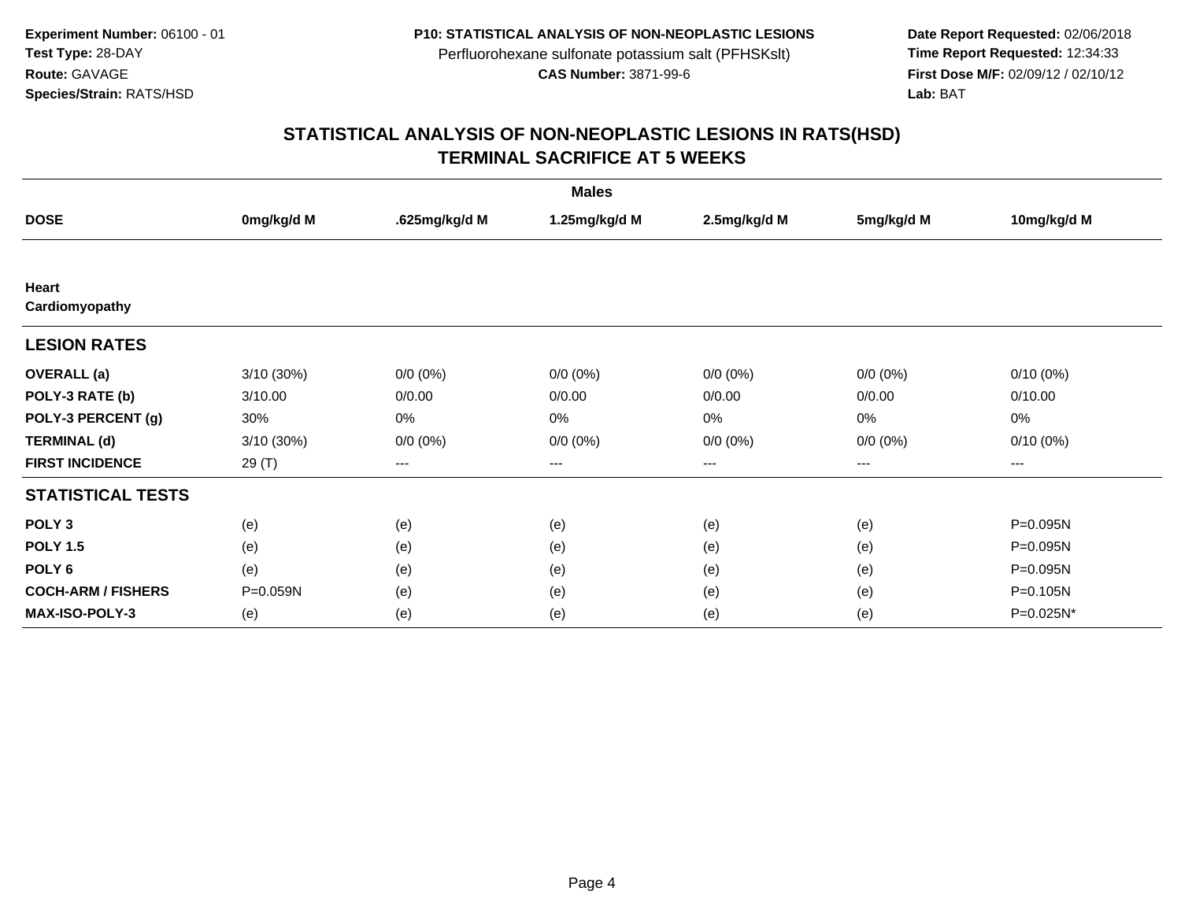**Experiment Number:** 06100 - 01
**Test Type:** 28-DAY
**Route:** GAVAGE
**Species/Strain:** RATS/HSD

**P10: STATISTICAL ANALYSIS OF NON-NEOPLASTIC LESIONS**
Perfluorohexane sulfonate potassium salt (PFHSKslt)
**CAS Number:** 3871-99-6

**Date Report Requested:** 02/06/2018
**Time Report Requested:** 12:34:33
**First Dose M/F:** 02/09/12 / 02/10/12
**Lab:** BAT

## STATISTICAL ANALYSIS OF NON-NEOPLASTIC LESIONS IN RATS(HSD) TERMINAL SACRIFICE AT 5 WEEKS

| | Males | | | | | |
|---|---|---|---|---|---|---|
| **DOSE** | **0mg/kg/d M** | **.625mg/kg/d M** | **1.25mg/kg/d M** | **2.5mg/kg/d M** | **5mg/kg/d M** | **10mg/kg/d M** |
| **Heart Cardiomyopathy** | | | | | | |
| **LESION RATES** | | | | | | |
| **OVERALL (a)** | 3/10 (30%) | 0/0 (0%) | 0/0 (0%) | 0/0 (0%) | 0/0 (0%) | 0/10 (0%) |
| **POLY-3 RATE (b)** | 3/10.00 | 0/0.00 | 0/0.00 | 0/0.00 | 0/0.00 | 0/10.00 |
| **POLY-3 PERCENT (g)** | 30% | 0% | 0% | 0% | 0% | 0% |
| **TERMINAL (d)** | 3/10 (30%) | 0/0 (0%) | 0/0 (0%) | 0/0 (0%) | 0/0 (0%) | 0/10 (0%) |
| **FIRST INCIDENCE** | 29 (T) | --- | --- | --- | --- | --- |
| **STATISTICAL TESTS** | | | | | | |
| **POLY 3** | (e) | (e) | (e) | (e) | (e) | P=0.095N |
| **POLY 1.5** | (e) | (e) | (e) | (e) | (e) | P=0.095N |
| **POLY 6** | (e) | (e) | (e) | (e) | (e) | P=0.095N |
| **COCH-ARM / FISHERS** | P=0.059N | (e) | (e) | (e) | (e) | P=0.105N |
| **MAX-ISO-POLY-3** | (e) | (e) | (e) | (e) | (e) | P=0.025N* |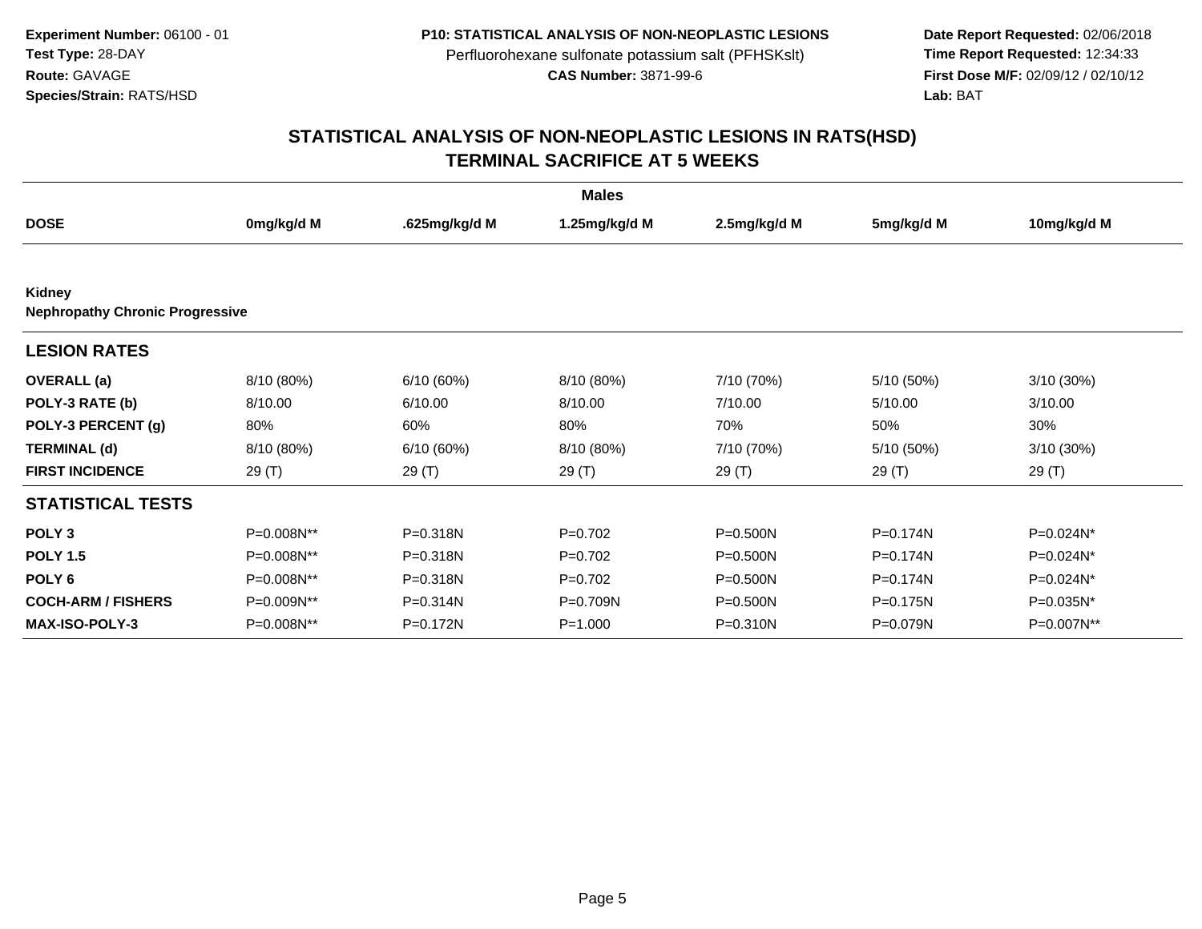**Experiment Number:** 06100 - 01
**Test Type:** 28-DAY
**Route:** GAVAGE
**Species/Strain:** RATS/HSD

**P10: STATISTICAL ANALYSIS OF NON-NEOPLASTIC LESIONS**
Perfluorohexane sulfonate potassium salt (PFHSKslt)
**CAS Number:** 3871-99-6

**Date Report Requested:** 02/06/2018
**Time Report Requested:** 12:34:33
**First Dose M/F:** 02/09/12 / 02/10/12
**Lab:** BAT

# STATISTICAL ANALYSIS OF NON-NEOPLASTIC LESIONS IN RATS(HSD)
## TERMINAL SACRIFICE AT 5 WEEKS

| | Males | | | | | |
|---|---|---|---|---|---|---|
| **DOSE** | **0mg/kg/d M** | **.625mg/kg/d M** | **1.25mg/kg/d M** | **2.5mg/kg/d M** | **5mg/kg/d M** | **10mg/kg/d M** |
| **Kidney** | | | | | | |
| **Nephropathy Chronic Progressive** | | | | | | |
| **LESION RATES** | | | | | | |
| **OVERALL (a)** | 8/10 (80%) | 6/10 (60%) | 8/10 (80%) | 7/10 (70%) | 5/10 (50%) | 3/10 (30%) |
| **POLY-3 RATE (b)** | 8/10.00 | 6/10.00 | 8/10.00 | 7/10.00 | 5/10.00 | 3/10.00 |
| **POLY-3 PERCENT (g)** | 80% | 60% | 80% | 70% | 50% | 30% |
| **TERMINAL (d)** | 8/10 (80%) | 6/10 (60%) | 8/10 (80%) | 7/10 (70%) | 5/10 (50%) | 3/10 (30%) |
| **FIRST INCIDENCE** | 29 (T) | 29 (T) | 29 (T) | 29 (T) | 29 (T) | 29 (T) |
| **STATISTICAL TESTS** | | | | | | |
| **POLY 3** | P=0.008N** | P=0.318N | P=0.702 | P=0.500N | P=0.174N | P=0.024N* |
| **POLY 1.5** | P=0.008N** | P=0.318N | P=0.702 | P=0.500N | P=0.174N | P=0.024N* |
| **POLY 6** | P=0.008N** | P=0.318N | P=0.702 | P=0.500N | P=0.174N | P=0.024N* |
| **COCH-ARM / FISHERS** | P=0.009N** | P=0.314N | P=0.709N | P=0.500N | P=0.175N | P=0.035N* |
| **MAX-ISO-POLY-3** | P=0.008N** | P=0.172N | P=1.000 | P=0.310N | P=0.079N | P=0.007N** |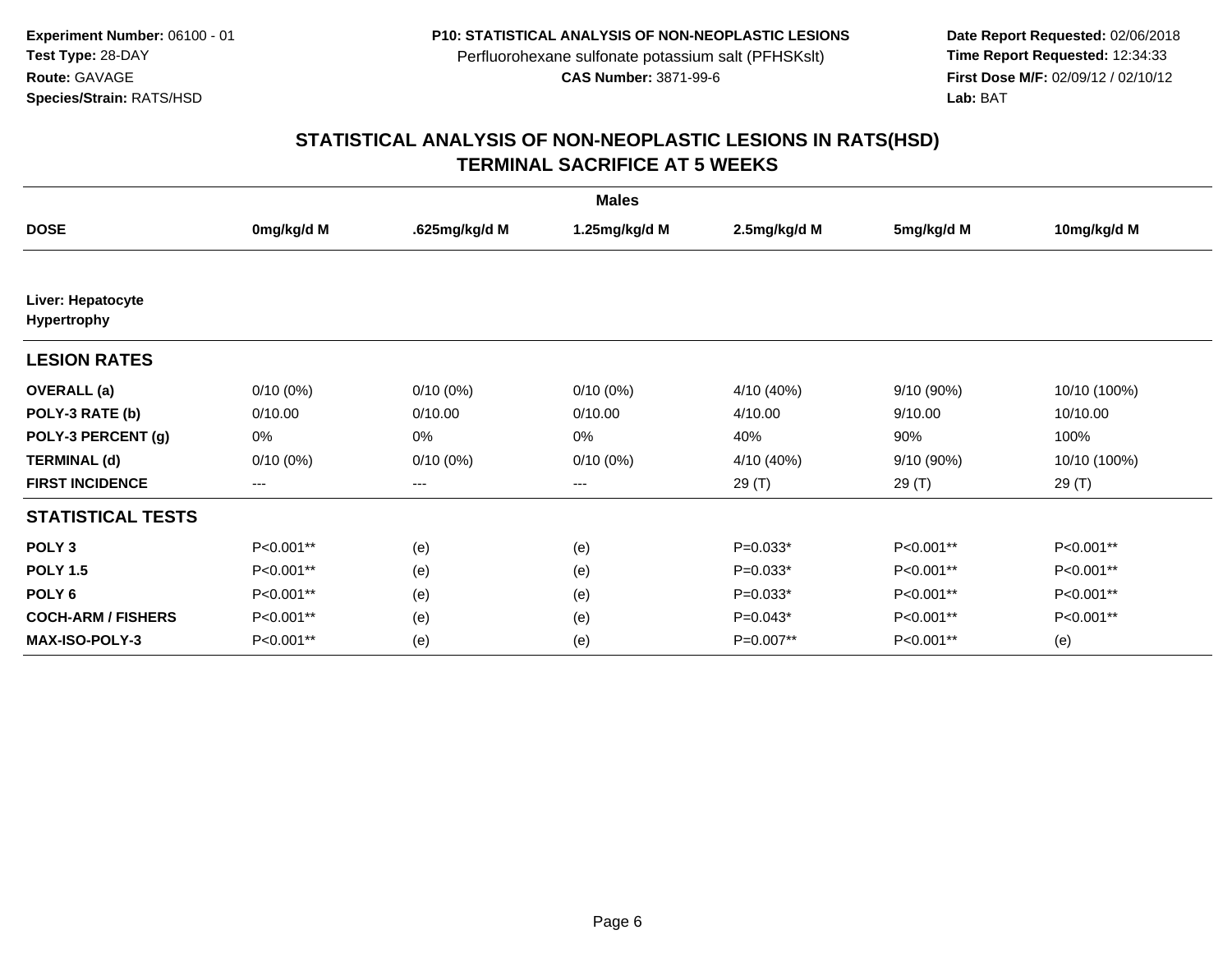**Experiment Number:** 06100 - 01
**Test Type:** 28-DAY
**Route:** GAVAGE
**Species/Strain:** RATS/HSD

**P10: STATISTICAL ANALYSIS OF NON-NEOPLASTIC LESIONS**
Perfluorohexane sulfonate potassium salt (PFHSKslt)
**CAS Number:** 3871-99-6

**Date Report Requested:** 02/06/2018
**Time Report Requested:** 12:34:33
**First Dose M/F:** 02/09/12 / 02/10/12
**Lab:** BAT

# STATISTICAL ANALYSIS OF NON-NEOPLASTIC LESIONS IN RATS(HSD)
## TERMINAL SACRIFICE AT 5 WEEKS

| | Males | | | | | |
|---|---|---|---|---|---|---|
| **DOSE** | **0mg/kg/d M** | **.625mg/kg/d M** | **1.25mg/kg/d M** | **2.5mg/kg/d M** | **5mg/kg/d M** | **10mg/kg/d M** |
| **Liver: Hepatocyte Hypertrophy** | | | | | | |
| **LESION RATES** | | | | | | |
| **OVERALL (a)** | 0/10 (0%) | 0/10 (0%) | 0/10 (0%) | 4/10 (40%) | 9/10 (90%) | 10/10 (100%) |
| **POLY-3 RATE (b)** | 0/10.00 | 0/10.00 | 0/10.00 | 4/10.00 | 9/10.00 | 10/10.00 |
| **POLY-3 PERCENT (g)** | 0% | 0% | 0% | 40% | 90% | 100% |
| **TERMINAL (d)** | 0/10 (0%) | 0/10 (0%) | 0/10 (0%) | 4/10 (40%) | 9/10 (90%) | 10/10 (100%) |
| **FIRST INCIDENCE** | --- | --- | --- | 29 (T) | 29 (T) | 29 (T) |
| **STATISTICAL TESTS** | | | | | | |
| **POLY 3** | P<0.001** | (e) | (e) | P=0.033* | P<0.001** | P<0.001** |
| **POLY 1.5** | P<0.001** | (e) | (e) | P=0.033* | P<0.001** | P<0.001** |
| **POLY 6** | P<0.001** | (e) | (e) | P=0.033* | P<0.001** | P<0.001** |
| **COCH-ARM / FISHERS** | P<0.001** | (e) | (e) | P=0.043* | P<0.001** | P<0.001** |
| **MAX-ISO-POLY-3** | P<0.001** | (e) | (e) | P=0.007** | P<0.001** | (e) |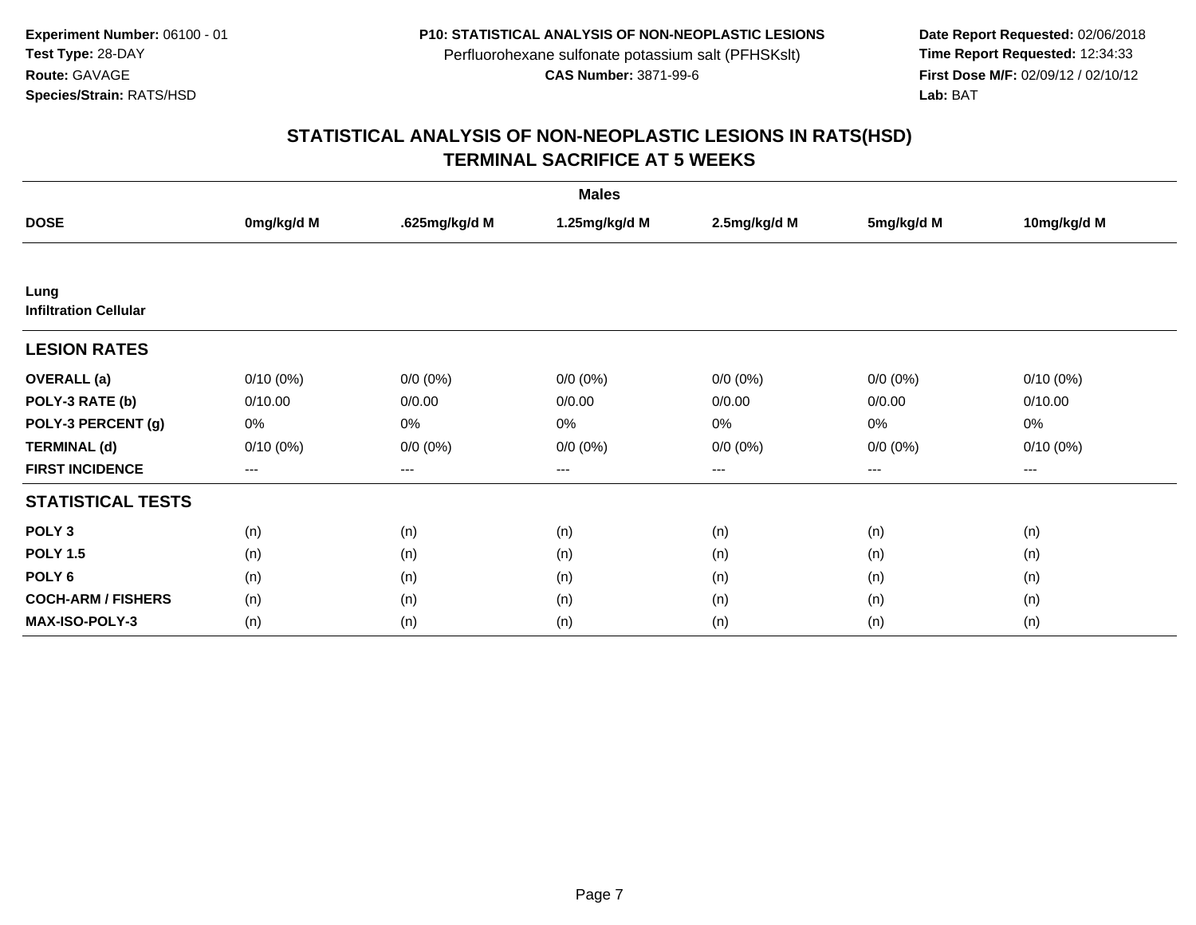Experiment Number: 06100 - 01
Test Type: 28-DAY
Route: GAVAGE
Species/Strain: RATS/HSD

**P10: STATISTICAL ANALYSIS OF NON-NEOPLASTIC LESIONS**
Perfluorohexane sulfonate potassium salt (PFHSKslt)
**CAS Number:** 3871-99-6

**Date Report Requested:** 02/06/2018
**Time Report Requested:** 12:34:33
**First Dose M/F:** 02/09/12 / 02/10/12
**Lab:** BAT

# STATISTICAL ANALYSIS OF NON-NEOPLASTIC LESIONS IN RATS(HSD)
## TERMINAL SACRIFICE AT 5 WEEKS

| | Males | | | | | |
|---|---|---|---|---|---|---|
| **DOSE** | **0mg/kg/d M** | **.625mg/kg/d M** | **1.25mg/kg/d M** | **2.5mg/kg/d M** | **5mg/kg/d M** | **10mg/kg/d M** |
| **Lung** | | | | | | |
| **Infiltration Cellular** | | | | | | |
| **LESION RATES** | | | | | | |
| **OVERALL (a)** | 0/10 (0%) | 0/0 (0%) | 0/0 (0%) | 0/0 (0%) | 0/0 (0%) | 0/10 (0%) |
| **POLY-3 RATE (b)** | 0/10.00 | 0/0.00 | 0/0.00 | 0/0.00 | 0/0.00 | 0/10.00 |
| **POLY-3 PERCENT (g)** | 0% | 0% | 0% | 0% | 0% | 0% |
| **TERMINAL (d)** | 0/10 (0%) | 0/0 (0%) | 0/0 (0%) | 0/0 (0%) | 0/0 (0%) | 0/10 (0%) |
| **FIRST INCIDENCE** | --- | --- | --- | --- | --- | --- |
| **STATISTICAL TESTS** | | | | | | |
| **POLY 3** | (n) | (n) | (n) | (n) | (n) | (n) |
| **POLY 1.5** | (n) | (n) | (n) | (n) | (n) | (n) |
| **POLY 6** | (n) | (n) | (n) | (n) | (n) | (n) |
| **COCH-ARM / FISHERS** | (n) | (n) | (n) | (n) | (n) | (n) |
| **MAX-ISO-POLY-3** | (n) | (n) | (n) | (n) | (n) | (n) |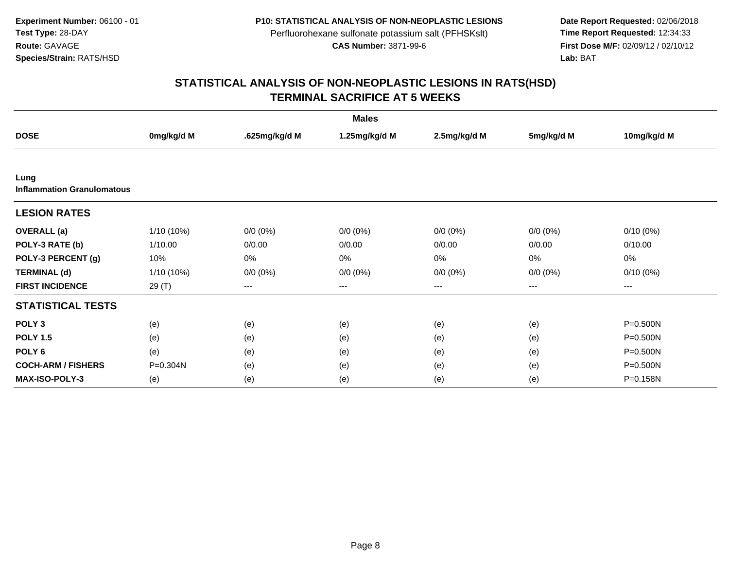**Experiment Number:** 06100 - 01
**Test Type:** 28-DAY
**Route:** GAVAGE
**Species/Strain:** RATS/HSD

**P10: STATISTICAL ANALYSIS OF NON-NEOPLASTIC LESIONS**
Perfluorohexane sulfonate potassium salt (PFHSKslt)
**CAS Number:** 3871-99-6

**Date Report Requested:** 02/06/2018
**Time Report Requested:** 12:34:33
**First Dose M/F:** 02/09/12 / 02/10/12
**Lab:** BAT

## STATISTICAL ANALYSIS OF NON-NEOPLASTIC LESIONS IN RATS(HSD)
## TERMINAL SACRIFICE AT 5 WEEKS

| | Males | | | | | |
|---|---|---|---|---|---|---|
| **DOSE** | **0mg/kg/d M** | **.625mg/kg/d M** | **1.25mg/kg/d M** | **2.5mg/kg/d M** | **5mg/kg/d M** | **10mg/kg/d M** |
| **Lung** | | | | | | |
| **Inflammation Granulomatous** | | | | | | |
| **LESION RATES** | | | | | | |
| **OVERALL (a)** | 1/10 (10%) | 0/0 (0%) | 0/0 (0%) | 0/0 (0%) | 0/0 (0%) | 0/10 (0%) |
| **POLY-3 RATE (b)** | 1/10.00 | 0/0.00 | 0/0.00 | 0/0.00 | 0/0.00 | 0/10.00 |
| **POLY-3 PERCENT (g)** | 10% | 0% | 0% | 0% | 0% | 0% |
| **TERMINAL (d)** | 1/10 (10%) | 0/0 (0%) | 0/0 (0%) | 0/0 (0%) | 0/0 (0%) | 0/10 (0%) |
| **FIRST INCIDENCE** | 29 (T) | --- | --- | --- | --- | --- |
| **STATISTICAL TESTS** | | | | | | |
| **POLY 3** | (e) | (e) | (e) | (e) | (e) | P=0.500N |
| **POLY 1.5** | (e) | (e) | (e) | (e) | (e) | P=0.500N |
| **POLY 6** | (e) | (e) | (e) | (e) | (e) | P=0.500N |
| **COCH-ARM / FISHERS** | P=0.304N | (e) | (e) | (e) | (e) | P=0.500N |
| **MAX-ISO-POLY-3** | (e) | (e) | (e) | (e) | (e) | P=0.158N |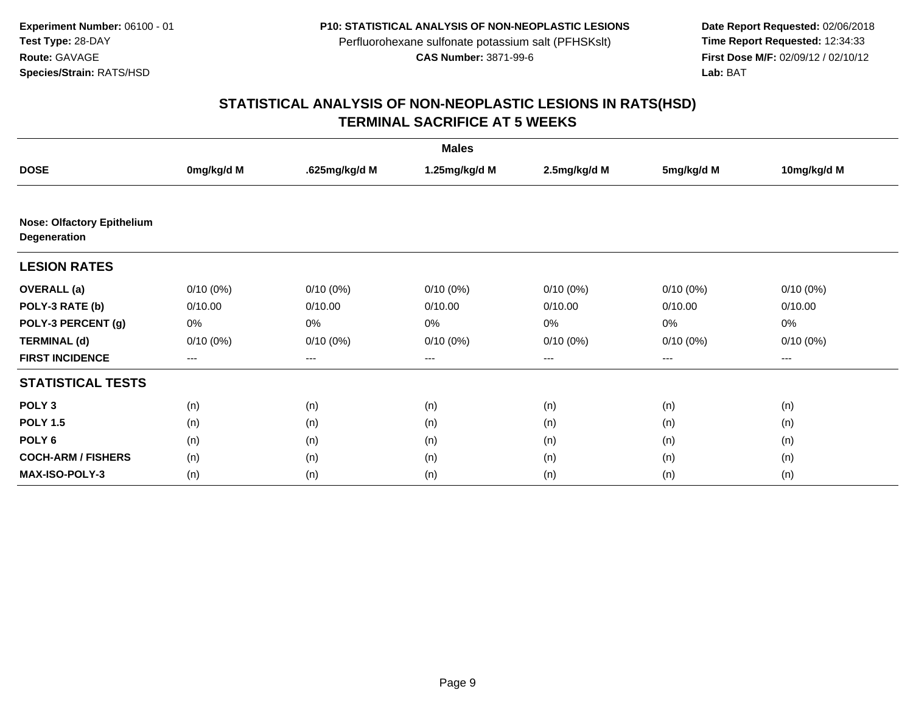**Experiment Number:** 06100 - 01
**Test Type:** 28-DAY
**Route:** GAVAGE
**Species/Strain:** RATS/HSD

**P10: STATISTICAL ANALYSIS OF NON-NEOPLASTIC LESIONS**
Perfluorohexane sulfonate potassium salt (PFHSKslt)
**CAS Number:** 3871-99-6

**Date Report Requested:** 02/06/2018
**Time Report Requested:** 12:34:33
**First Dose M/F:** 02/09/12 / 02/10/12
**Lab:** BAT

## STATISTICAL ANALYSIS OF NON-NEOPLASTIC LESIONS IN RATS(HSD) TERMINAL SACRIFICE AT 5 WEEKS

| | Males | | | | | |
|---|---|---|---|---|---|---|
| **DOSE** | **0mg/kg/d M** | **.625mg/kg/d M** | **1.25mg/kg/d M** | **2.5mg/kg/d M** | **5mg/kg/d M** | **10mg/kg/d M** |
| **Nose: Olfactory Epithelium Degeneration** | | | | | | |
| **LESION RATES** | | | | | | |
| **OVERALL (a)** | 0/10 (0%) | 0/10 (0%) | 0/10 (0%) | 0/10 (0%) | 0/10 (0%) | 0/10 (0%) |
| **POLY-3 RATE (b)** | 0/10.00 | 0/10.00 | 0/10.00 | 0/10.00 | 0/10.00 | 0/10.00 |
| **POLY-3 PERCENT (g)** | 0% | 0% | 0% | 0% | 0% | 0% |
| **TERMINAL (d)** | 0/10 (0%) | 0/10 (0%) | 0/10 (0%) | 0/10 (0%) | 0/10 (0%) | 0/10 (0%) |
| **FIRST INCIDENCE** | --- | --- | --- | --- | --- | --- |
| **STATISTICAL TESTS** | | | | | | |
| **POLY 3** | (n) | (n) | (n) | (n) | (n) | (n) |
| **POLY 1.5** | (n) | (n) | (n) | (n) | (n) | (n) |
| **POLY 6** | (n) | (n) | (n) | (n) | (n) | (n) |
| **COCH-ARM / FISHERS** | (n) | (n) | (n) | (n) | (n) | (n) |
| **MAX-ISO-POLY-3** | (n) | (n) | (n) | (n) | (n) | (n) |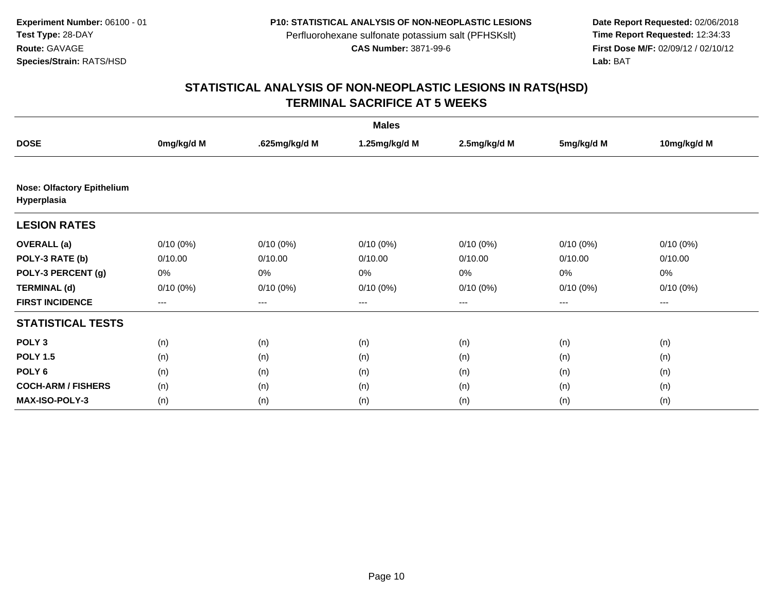**Experiment Number:** 06100 - 01
**Test Type:** 28-DAY
**Route:** GAVAGE
**Species/Strain:** RATS/HSD

**P10: STATISTICAL ANALYSIS OF NON-NEOPLASTIC LESIONS**
Perfluorohexane sulfonate potassium salt (PFHSKslt)
**CAS Number:** 3871-99-6

**Date Report Requested:** 02/06/2018
**Time Report Requested:** 12:34:33
**First Dose M/F:** 02/09/12 / 02/10/12
**Lab:** BAT

## STATISTICAL ANALYSIS OF NON-NEOPLASTIC LESIONS IN RATS(HSD)
## TERMINAL SACRIFICE AT 5 WEEKS

| | Males | | | | | |
|---|---|---|---|---|---|---|
| **DOSE** | **0mg/kg/d M** | **.625mg/kg/d M** | **1.25mg/kg/d M** | **2.5mg/kg/d M** | **5mg/kg/d M** | **10mg/kg/d M** |
| **Nose: Olfactory Epithelium Hyperplasia** | | | | | | |
| **LESION RATES** | | | | | | |
| **OVERALL (a)** | 0/10 (0%) | 0/10 (0%) | 0/10 (0%) | 0/10 (0%) | 0/10 (0%) | 0/10 (0%) |
| **POLY-3 RATE (b)** | 0/10.00 | 0/10.00 | 0/10.00 | 0/10.00 | 0/10.00 | 0/10.00 |
| **POLY-3 PERCENT (g)** | 0% | 0% | 0% | 0% | 0% | 0% |
| **TERMINAL (d)** | 0/10 (0%) | 0/10 (0%) | 0/10 (0%) | 0/10 (0%) | 0/10 (0%) | 0/10 (0%) |
| **FIRST INCIDENCE** | --- | --- | --- | --- | --- | --- |
| **STATISTICAL TESTS** | | | | | | |
| **POLY 3** | (n) | (n) | (n) | (n) | (n) | (n) |
| **POLY 1.5** | (n) | (n) | (n) | (n) | (n) | (n) |
| **POLY 6** | (n) | (n) | (n) | (n) | (n) | (n) |
| **COCH-ARM / FISHERS** | (n) | (n) | (n) | (n) | (n) | (n) |
| **MAX-ISO-POLY-3** | (n) | (n) | (n) | (n) | (n) | (n) |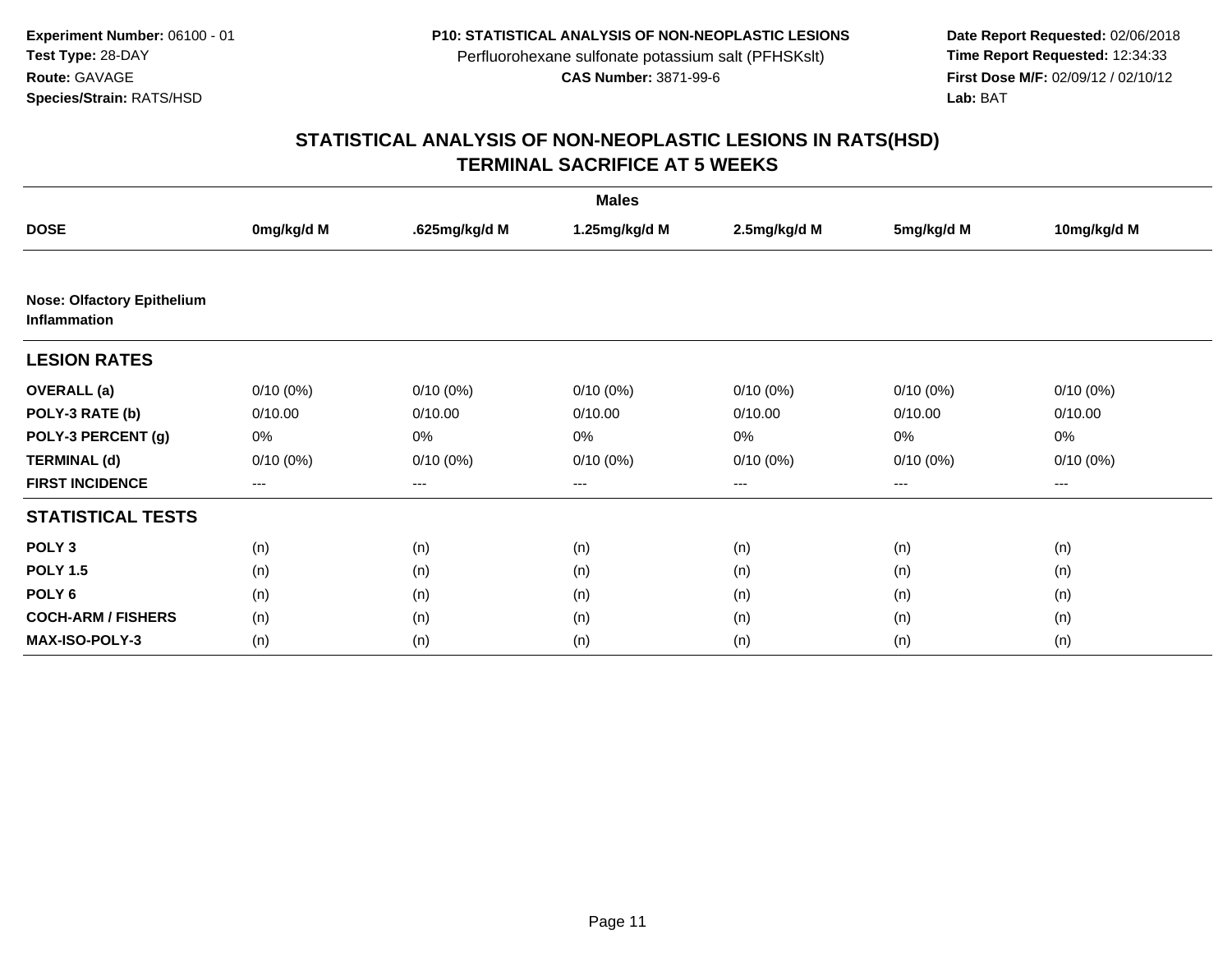**Experiment Number:** 06100 - 01
**Test Type:** 28-DAY
**Route:** GAVAGE
**Species/Strain:** RATS/HSD

**P10: STATISTICAL ANALYSIS OF NON-NEOPLASTIC LESIONS**
Perfluorohexane sulfonate potassium salt (PFHSKslt)
**CAS Number:** 3871-99-6

**Date Report Requested:** 02/06/2018
**Time Report Requested:** 12:34:33
**First Dose M/F:** 02/09/12 / 02/10/12
**Lab:** BAT

## STATISTICAL ANALYSIS OF NON-NEOPLASTIC LESIONS IN RATS(HSD)
## TERMINAL SACRIFICE AT 5 WEEKS

| | Males | | | | | |
|---|---|---|---|---|---|---|
| **DOSE** | **0mg/kg/d M** | **.625mg/kg/d M** | **1.25mg/kg/d M** | **2.5mg/kg/d M** | **5mg/kg/d M** | **10mg/kg/d M** |
| **Nose: Olfactory Epithelium Inflammation** | | | | | | |
| **LESION RATES** | | | | | | |
| **OVERALL (a)** | 0/10 (0%) | 0/10 (0%) | 0/10 (0%) | 0/10 (0%) | 0/10 (0%) | 0/10 (0%) |
| **POLY-3 RATE (b)** | 0/10.00 | 0/10.00 | 0/10.00 | 0/10.00 | 0/10.00 | 0/10.00 |
| **POLY-3 PERCENT (g)** | 0% | 0% | 0% | 0% | 0% | 0% |
| **TERMINAL (d)** | 0/10 (0%) | 0/10 (0%) | 0/10 (0%) | 0/10 (0%) | 0/10 (0%) | 0/10 (0%) |
| **FIRST INCIDENCE** | --- | --- | --- | --- | --- | --- |
| **STATISTICAL TESTS** | | | | | | |
| **POLY 3** | (n) | (n) | (n) | (n) | (n) | (n) |
| **POLY 1.5** | (n) | (n) | (n) | (n) | (n) | (n) |
| **POLY 6** | (n) | (n) | (n) | (n) | (n) | (n) |
| **COCH-ARM / FISHERS** | (n) | (n) | (n) | (n) | (n) | (n) |
| **MAX-ISO-POLY-3** | (n) | (n) | (n) | (n) | (n) | (n) |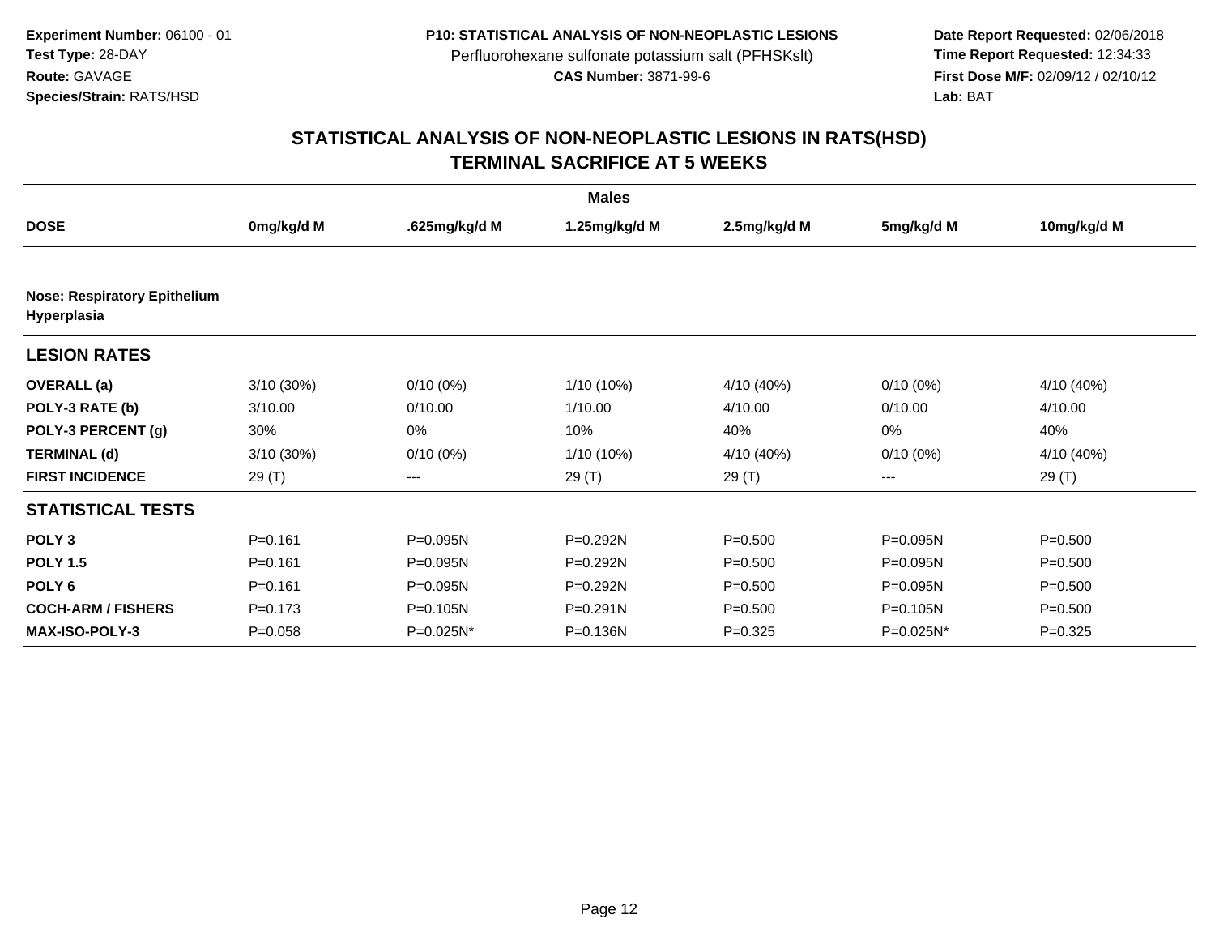Experiment Number: 06100 - 01
Test Type: 28-DAY
Route: GAVAGE
Species/Strain: RATS/HSD

P10: STATISTICAL ANALYSIS OF NON-NEOPLASTIC LESIONS
Perfluorohexane sulfonate potassium salt (PFHSKslt)
CAS Number: 3871-99-6

Date Report Requested: 02/06/2018
Time Report Requested: 12:34:33
First Dose M/F: 02/09/12 / 02/10/12
Lab: BAT

# STATISTICAL ANALYSIS OF NON-NEOPLASTIC LESIONS IN RATS(HSD)
## TERMINAL SACRIFICE AT 5 WEEKS

| | Males | | | | | |
|---|---|---|---|---|---|---|
| **DOSE** | **0mg/kg/d M** | **.625mg/kg/d M** | **1.25mg/kg/d M** | **2.5mg/kg/d M** | **5mg/kg/d M** | **10mg/kg/d M** |
| **Nose: Respiratory Epithelium Hyperplasia** | | | | | | |
| **LESION RATES** | | | | | | |
| **OVERALL (a)** | 3/10 (30%) | 0/10 (0%) | 1/10 (10%) | 4/10 (40%) | 0/10 (0%) | 4/10 (40%) |
| **POLY-3 RATE (b)** | 3/10.00 | 0/10.00 | 1/10.00 | 4/10.00 | 0/10.00 | 4/10.00 |
| **POLY-3 PERCENT (g)** | 30% | 0% | 10% | 40% | 0% | 40% |
| **TERMINAL (d)** | 3/10 (30%) | 0/10 (0%) | 1/10 (10%) | 4/10 (40%) | 0/10 (0%) | 4/10 (40%) |
| **FIRST INCIDENCE** | 29 (T) | --- | 29 (T) | 29 (T) | --- | 29 (T) |
| **STATISTICAL TESTS** | | | | | | |
| **POLY 3** | P=0.161 | P=0.095N | P=0.292N | P=0.500 | P=0.095N | P=0.500 |
| **POLY 1.5** | P=0.161 | P=0.095N | P=0.292N | P=0.500 | P=0.095N | P=0.500 |
| **POLY 6** | P=0.161 | P=0.095N | P=0.292N | P=0.500 | P=0.095N | P=0.500 |
| **COCH-ARM / FISHERS** | P=0.173 | P=0.105N | P=0.291N | P=0.500 | P=0.105N | P=0.500 |
| **MAX-ISO-POLY-3** | P=0.058 | P=0.025N* | P=0.136N | P=0.325 | P=0.025N* | P=0.325 |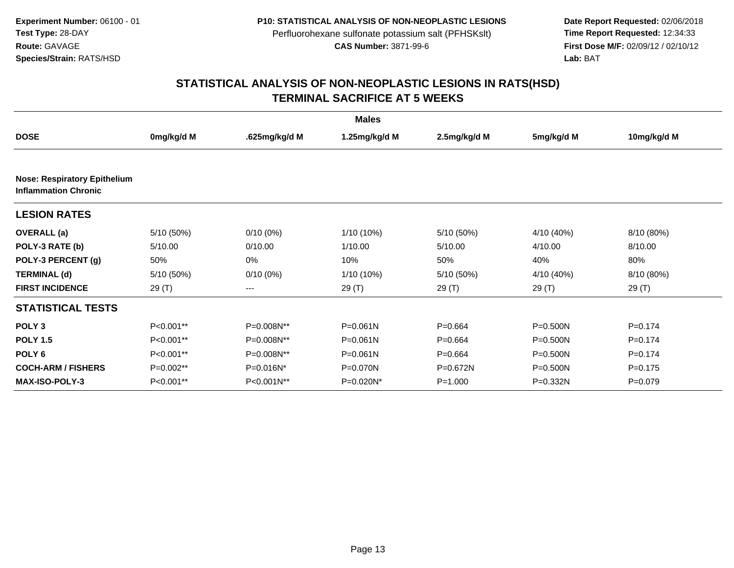**Experiment Number:** 06100 - 01
**Test Type:** 28-DAY
**Route:** GAVAGE
**Species/Strain:** RATS/HSD

**P10: STATISTICAL ANALYSIS OF NON-NEOPLASTIC LESIONS**
Perfluorohexane sulfonate potassium salt (PFHSKslt)
**CAS Number:** 3871-99-6

**Date Report Requested:** 02/06/2018
**Time Report Requested:** 12:34:33
**First Dose M/F:** 02/09/12 / 02/10/12
**Lab:** BAT

# STATISTICAL ANALYSIS OF NON-NEOPLASTIC LESIONS IN RATS(HSD)
# TERMINAL SACRIFICE AT 5 WEEKS

| | Males | | | | | |
|---|---|---|---|---|---|---|
| **DOSE** | **0mg/kg/d M** | **.625mg/kg/d M** | **1.25mg/kg/d M** | **2.5mg/kg/d M** | **5mg/kg/d M** | **10mg/kg/d M** |
| **Nose: Respiratory Epithelium Inflammation Chronic** | | | | | | |
| **LESION RATES** | | | | | | |
| **OVERALL (a)** | 5/10 (50%) | 0/10 (0%) | 1/10 (10%) | 5/10 (50%) | 4/10 (40%) | 8/10 (80%) |
| **POLY-3 RATE (b)** | 5/10.00 | 0/10.00 | 1/10.00 | 5/10.00 | 4/10.00 | 8/10.00 |
| **POLY-3 PERCENT (g)** | 50% | 0% | 10% | 50% | 40% | 80% |
| **TERMINAL (d)** | 5/10 (50%) | 0/10 (0%) | 1/10 (10%) | 5/10 (50%) | 4/10 (40%) | 8/10 (80%) |
| **FIRST INCIDENCE** | 29 (T) | --- | 29 (T) | 29 (T) | 29 (T) | 29 (T) |
| **STATISTICAL TESTS** | | | | | | |
| **POLY 3** | P<0.001** | P=0.008N** | P=0.061N | P=0.664 | P=0.500N | P=0.174 |
| **POLY 1.5** | P<0.001** | P=0.008N** | P=0.061N | P=0.664 | P=0.500N | P=0.174 |
| **POLY 6** | P<0.001** | P=0.008N** | P=0.061N | P=0.664 | P=0.500N | P=0.174 |
| **COCH-ARM / FISHERS** | P=0.002** | P=0.016N* | P=0.070N | P=0.672N | P=0.500N | P=0.175 |
| **MAX-ISO-POLY-3** | P<0.001** | P<0.001N** | P=0.020N* | P=1.000 | P=0.332N | P=0.079 |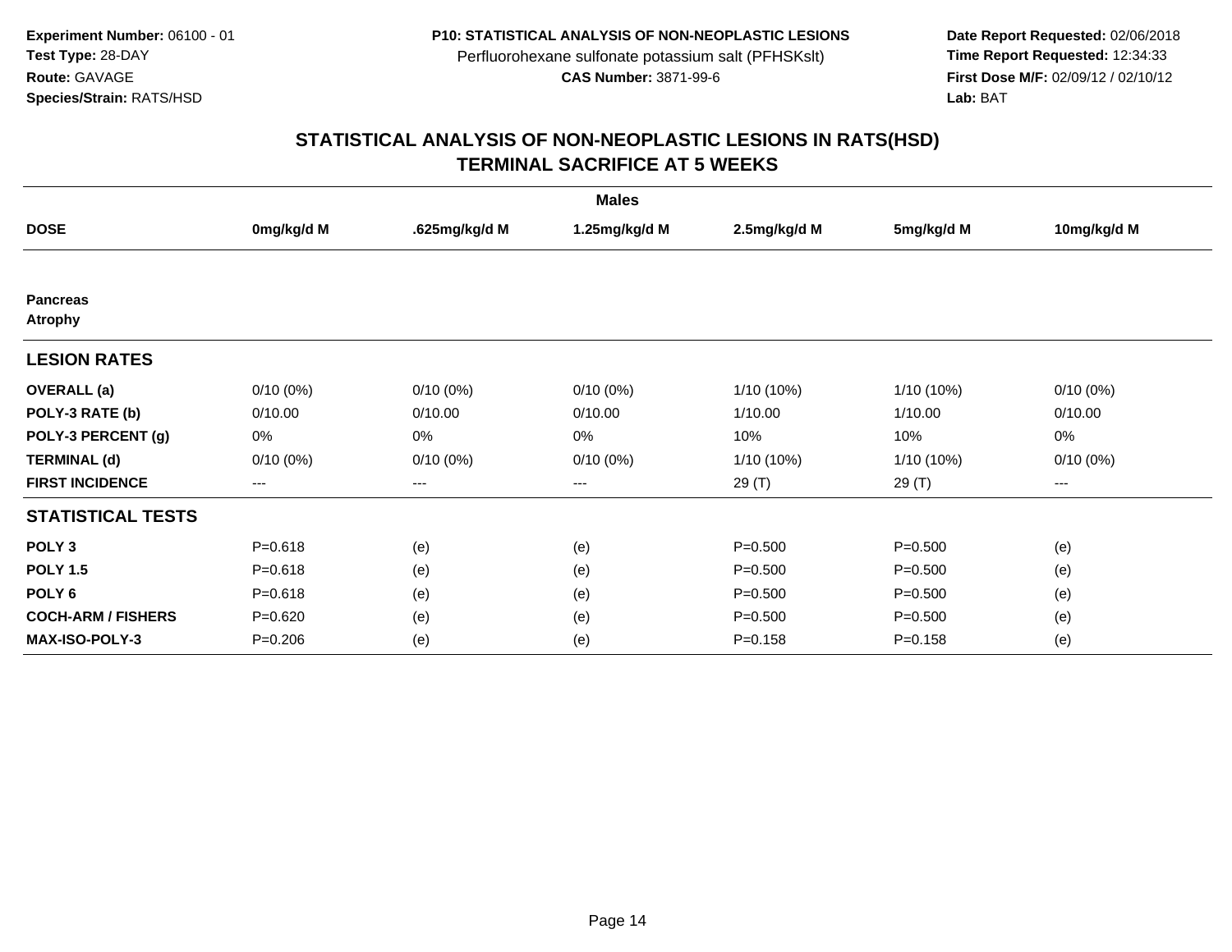**Experiment Number:** 06100 - 01
**Test Type:** 28-DAY
**Route:** GAVAGE
**Species/Strain:** RATS/HSD

**P10: STATISTICAL ANALYSIS OF NON-NEOPLASTIC LESIONS**
Perfluorohexane sulfonate potassium salt (PFHSKslt)
**CAS Number:** 3871-99-6

**Date Report Requested:** 02/06/2018
**Time Report Requested:** 12:34:33
**First Dose M/F:** 02/09/12 / 02/10/12
**Lab:** BAT

## STATISTICAL ANALYSIS OF NON-NEOPLASTIC LESIONS IN RATS(HSD) TERMINAL SACRIFICE AT 5 WEEKS

| | Males | | | | | |
|---|---|---|---|---|---|---|
| **DOSE** | **0mg/kg/d M** | **.625mg/kg/d M** | **1.25mg/kg/d M** | **2.5mg/kg/d M** | **5mg/kg/d M** | **10mg/kg/d M** |
| **Pancreas Atrophy** | | | | | | |
| **LESION RATES** | | | | | | |
| **OVERALL (a)** | 0/10 (0%) | 0/10 (0%) | 0/10 (0%) | 1/10 (10%) | 1/10 (10%) | 0/10 (0%) |
| **POLY-3 RATE (b)** | 0/10.00 | 0/10.00 | 0/10.00 | 1/10.00 | 1/10.00 | 0/10.00 |
| **POLY-3 PERCENT (g)** | 0% | 0% | 0% | 10% | 10% | 0% |
| **TERMINAL (d)** | 0/10 (0%) | 0/10 (0%) | 0/10 (0%) | 1/10 (10%) | 1/10 (10%) | 0/10 (0%) |
| **FIRST INCIDENCE** | --- | --- | --- | 29 (T) | 29 (T) | --- |
| **STATISTICAL TESTS** | | | | | | |
| **POLY 3** | P=0.618 | (e) | (e) | P=0.500 | P=0.500 | (e) |
| **POLY 1.5** | P=0.618 | (e) | (e) | P=0.500 | P=0.500 | (e) |
| **POLY 6** | P=0.618 | (e) | (e) | P=0.500 | P=0.500 | (e) |
| **COCH-ARM / FISHERS** | P=0.620 | (e) | (e) | P=0.500 | P=0.500 | (e) |
| **MAX-ISO-POLY-3** | P=0.206 | (e) | (e) | P=0.158 | P=0.158 | (e) |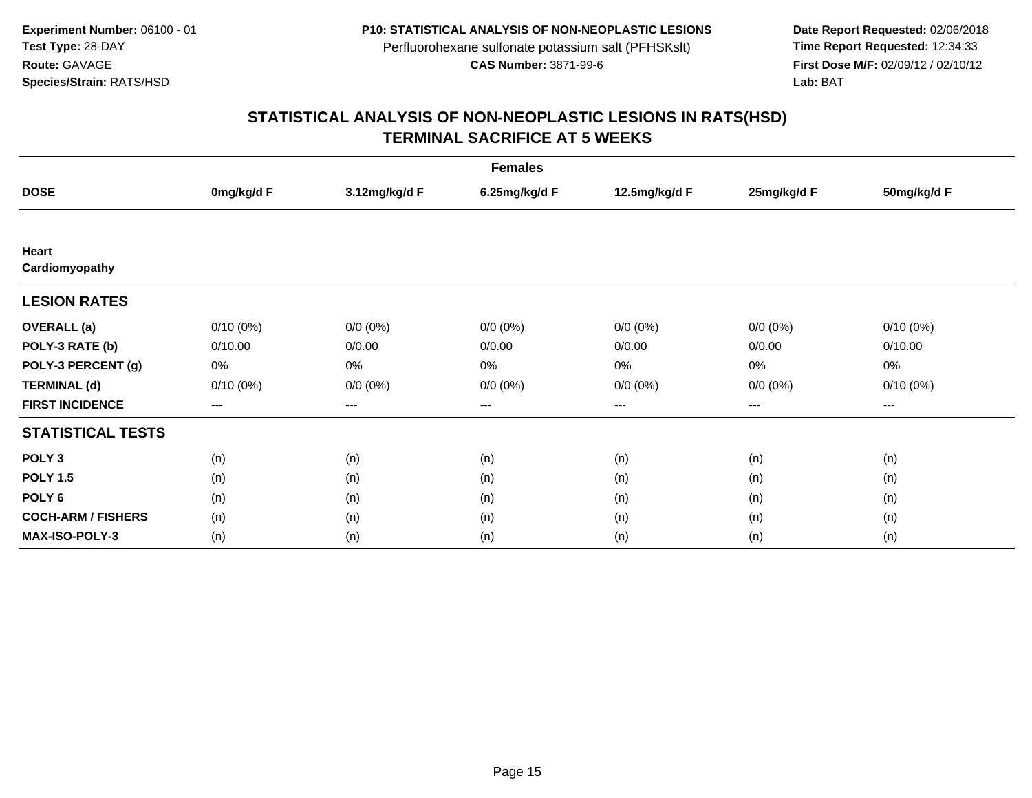**Experiment Number:** 06100 - 01
**Test Type:** 28-DAY
**Route:** GAVAGE
**Species/Strain:** RATS/HSD

**P10: STATISTICAL ANALYSIS OF NON-NEOPLASTIC LESIONS**
Perfluorohexane sulfonate potassium salt (PFHSKslt)
**CAS Number:** 3871-99-6

**Date Report Requested:** 02/06/2018
**Time Report Requested:** 12:34:33
**First Dose M/F:** 02/09/12 / 02/10/12
**Lab:** BAT

## STATISTICAL ANALYSIS OF NON-NEOPLASTIC LESIONS IN RATS(HSD)
## TERMINAL SACRIFICE AT 5 WEEKS

| | Females | | | | | |
|---|---|---|---|---|---|---|
| **DOSE** | **0mg/kg/d F** | **3.12mg/kg/d F** | **6.25mg/kg/d F** | **12.5mg/kg/d F** | **25mg/kg/d F** | **50mg/kg/d F** |
| **Heart** | | | | | | |
| **Cardiomyopathy** | | | | | | |
| **LESION RATES** | | | | | | |
| **OVERALL (a)** | 0/10 (0%) | 0/0 (0%) | 0/0 (0%) | 0/0 (0%) | 0/0 (0%) | 0/10 (0%) |
| **POLY-3 RATE (b)** | 0/10.00 | 0/0.00 | 0/0.00 | 0/0.00 | 0/0.00 | 0/10.00 |
| **POLY-3 PERCENT (g)** | 0% | 0% | 0% | 0% | 0% | 0% |
| **TERMINAL (d)** | 0/10 (0%) | 0/0 (0%) | 0/0 (0%) | 0/0 (0%) | 0/0 (0%) | 0/10 (0%) |
| **FIRST INCIDENCE** | --- | --- | --- | --- | --- | --- |
| **STATISTICAL TESTS** | | | | | | |
| **POLY 3** | (n) | (n) | (n) | (n) | (n) | (n) |
| **POLY 1.5** | (n) | (n) | (n) | (n) | (n) | (n) |
| **POLY 6** | (n) | (n) | (n) | (n) | (n) | (n) |
| **COCH-ARM / FISHERS** | (n) | (n) | (n) | (n) | (n) | (n) |
| **MAX-ISO-POLY-3** | (n) | (n) | (n) | (n) | (n) | (n) |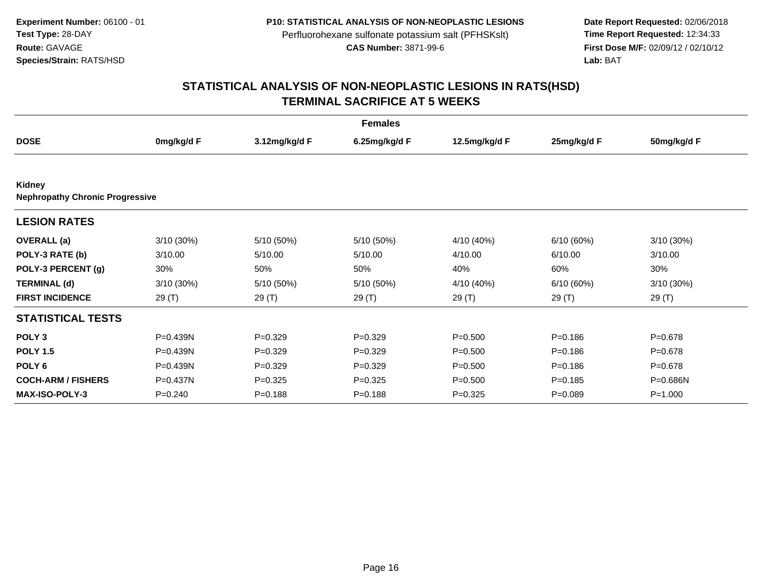**Experiment Number:** 06100 - 01
**Test Type:** 28-DAY
**Route:** GAVAGE
**Species/Strain:** RATS/HSD

**P10: STATISTICAL ANALYSIS OF NON-NEOPLASTIC LESIONS**
Perfluorohexane sulfonate potassium salt (PFHSKslt)
**CAS Number:** 3871-99-6

**Date Report Requested:** 02/06/2018
**Time Report Requested:** 12:34:33
**First Dose M/F:** 02/09/12 / 02/10/12
**Lab:** BAT

# STATISTICAL ANALYSIS OF NON-NEOPLASTIC LESIONS IN RATS(HSD)
## TERMINAL SACRIFICE AT 5 WEEKS

| | Females | | | | | |
|---|---|---|---|---|---|---|
| **DOSE** | **0mg/kg/d F** | **3.12mg/kg/d F** | **6.25mg/kg/d F** | **12.5mg/kg/d F** | **25mg/kg/d F** | **50mg/kg/d F** |
| **Kidney** | | | | | | |
| **Nephropathy Chronic Progressive** | | | | | | |
| **LESION RATES** | | | | | | |
| **OVERALL (a)** | 3/10 (30%) | 5/10 (50%) | 5/10 (50%) | 4/10 (40%) | 6/10 (60%) | 3/10 (30%) |
| **POLY-3 RATE (b)** | 3/10.00 | 5/10.00 | 5/10.00 | 4/10.00 | 6/10.00 | 3/10.00 |
| **POLY-3 PERCENT (g)** | 30% | 50% | 50% | 40% | 60% | 30% |
| **TERMINAL (d)** | 3/10 (30%) | 5/10 (50%) | 5/10 (50%) | 4/10 (40%) | 6/10 (60%) | 3/10 (30%) |
| **FIRST INCIDENCE** | 29 (T) | 29 (T) | 29 (T) | 29 (T) | 29 (T) | 29 (T) |
| **STATISTICAL TESTS** | | | | | | |
| **POLY 3** | P=0.439N | P=0.329 | P=0.329 | P=0.500 | P=0.186 | P=0.678 |
| **POLY 1.5** | P=0.439N | P=0.329 | P=0.329 | P=0.500 | P=0.186 | P=0.678 |
| **POLY 6** | P=0.439N | P=0.329 | P=0.329 | P=0.500 | P=0.186 | P=0.678 |
| **COCH-ARM / FISHERS** | P=0.437N | P=0.325 | P=0.325 | P=0.500 | P=0.185 | P=0.686N |
| **MAX-ISO-POLY-3** | P=0.240 | P=0.188 | P=0.188 | P=0.325 | P=0.089 | P=1.000 |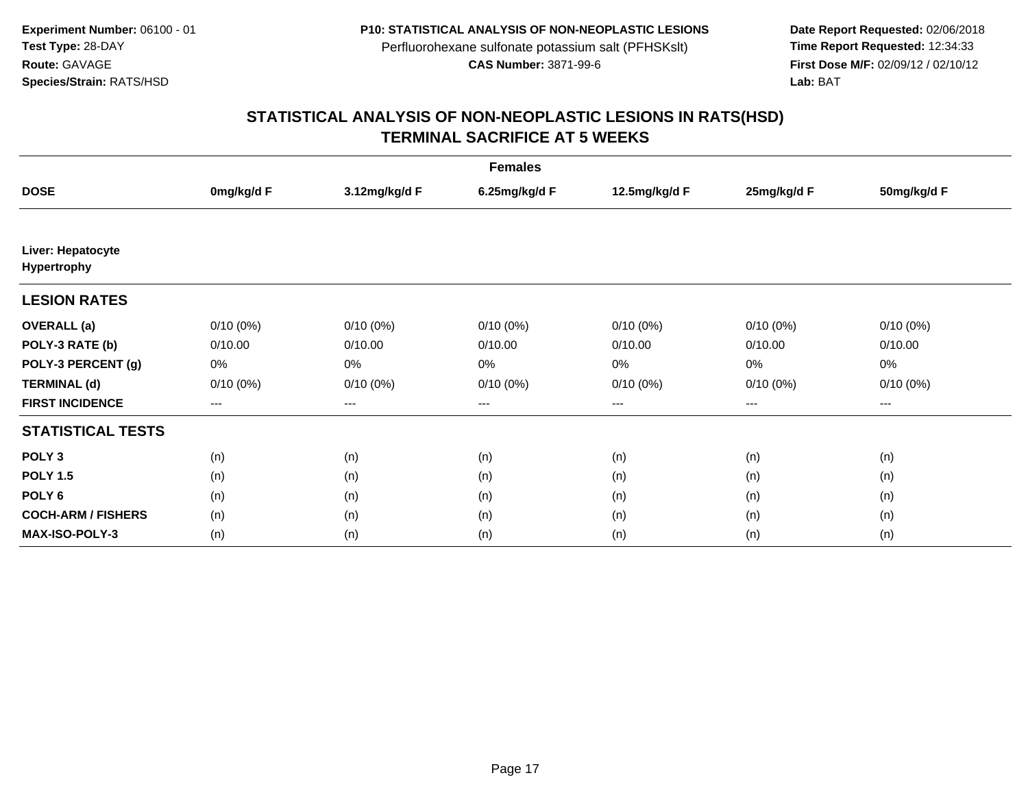**Experiment Number:** 06100 - 01
**Test Type:** 28-DAY
**Route:** GAVAGE
**Species/Strain:** RATS/HSD

**P10: STATISTICAL ANALYSIS OF NON-NEOPLASTIC LESIONS**
Perfluorohexane sulfonate potassium salt (PFHSKslt)
**CAS Number:** 3871-99-6

**Date Report Requested:** 02/06/2018
**Time Report Requested:** 12:34:33
**First Dose M/F:** 02/09/12 / 02/10/12
**Lab:** BAT

# STATISTICAL ANALYSIS OF NON-NEOPLASTIC LESIONS IN RATS(HSD)
# TERMINAL SACRIFICE AT 5 WEEKS

| | Females | | | | | |
|---|---|---|---|---|---|---|
| **DOSE** | **0mg/kg/d F** | **3.12mg/kg/d F** | **6.25mg/kg/d F** | **12.5mg/kg/d F** | **25mg/kg/d F** | **50mg/kg/d F** |
| **Liver: Hepatocyte Hypertrophy** | | | | | | |
| **LESION RATES** | | | | | | |
| **OVERALL (a)** | 0/10 (0%) | 0/10 (0%) | 0/10 (0%) | 0/10 (0%) | 0/10 (0%) | 0/10 (0%) |
| **POLY-3 RATE (b)** | 0/10.00 | 0/10.00 | 0/10.00 | 0/10.00 | 0/10.00 | 0/10.00 |
| **POLY-3 PERCENT (g)** | 0% | 0% | 0% | 0% | 0% | 0% |
| **TERMINAL (d)** | 0/10 (0%) | 0/10 (0%) | 0/10 (0%) | 0/10 (0%) | 0/10 (0%) | 0/10 (0%) |
| **FIRST INCIDENCE** | --- | --- | --- | --- | --- | --- |
| **STATISTICAL TESTS** | | | | | | |
| **POLY 3** | (n) | (n) | (n) | (n) | (n) | (n) |
| **POLY 1.5** | (n) | (n) | (n) | (n) | (n) | (n) |
| **POLY 6** | (n) | (n) | (n) | (n) | (n) | (n) |
| **COCH-ARM / FISHERS** | (n) | (n) | (n) | (n) | (n) | (n) |
| **MAX-ISO-POLY-3** | (n) | (n) | (n) | (n) | (n) | (n) |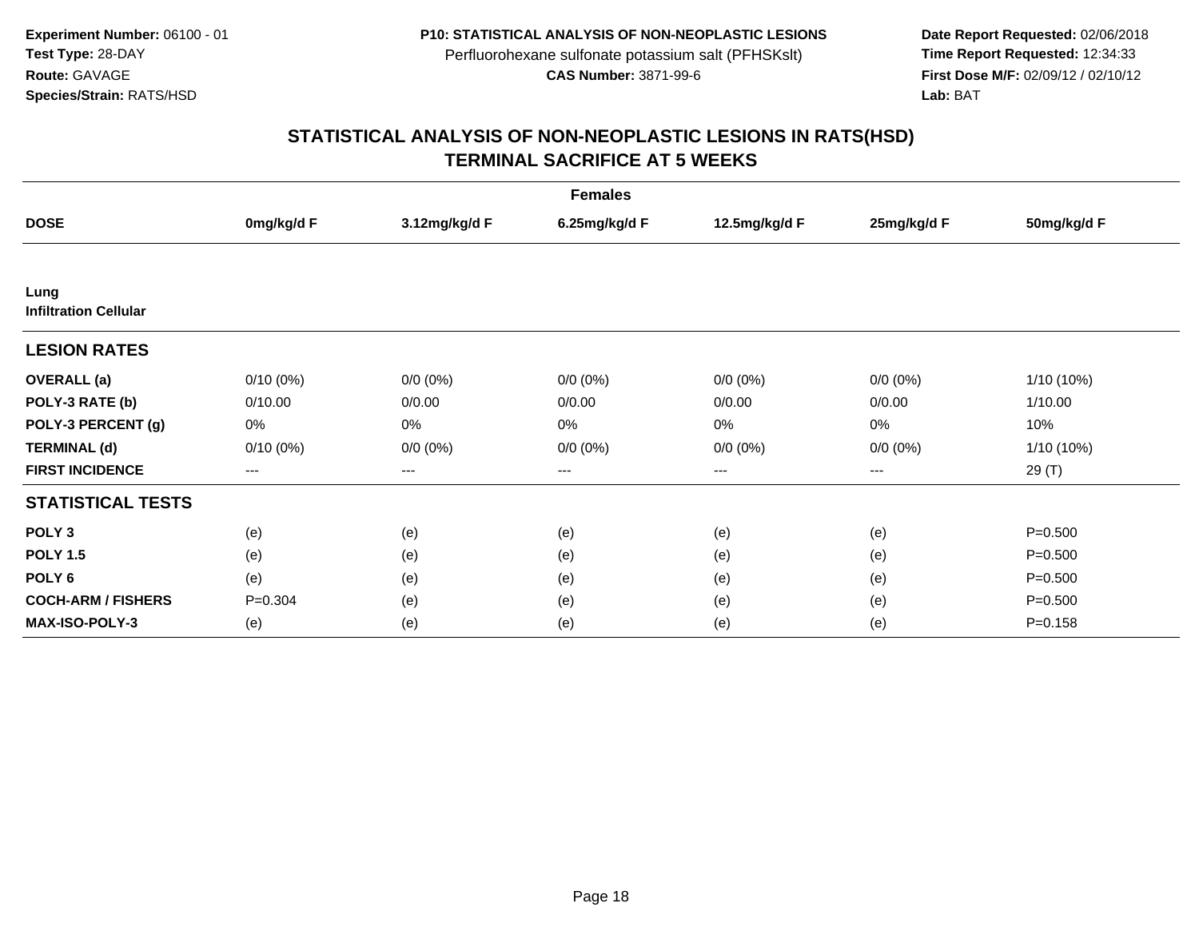**Experiment Number:** 06100 - 01
**Test Type:** 28-DAY
**Route:** GAVAGE
**Species/Strain:** RATS/HSD

**P10: STATISTICAL ANALYSIS OF NON-NEOPLASTIC LESIONS**
Perfluorohexane sulfonate potassium salt (PFHSKslt)
**CAS Number:** 3871-99-6

**Date Report Requested:** 02/06/2018
**Time Report Requested:** 12:34:33
**First Dose M/F:** 02/09/12 / 02/10/12
**Lab:** BAT

## STATISTICAL ANALYSIS OF NON-NEOPLASTIC LESIONS IN RATS(HSD)
## TERMINAL SACRIFICE AT 5 WEEKS

| | Females | | | | | |
|---|---|---|---|---|---|---|
| **DOSE** | **0mg/kg/d F** | **3.12mg/kg/d F** | **6.25mg/kg/d F** | **12.5mg/kg/d F** | **25mg/kg/d F** | **50mg/kg/d F** |
| **Lung** | | | | | | |
| **Infiltration Cellular** | | | | | | |
| **LESION RATES** | | | | | | |
| **OVERALL (a)** | 0/10 (0%) | 0/0 (0%) | 0/0 (0%) | 0/0 (0%) | 0/0 (0%) | 1/10 (10%) |
| **POLY-3 RATE (b)** | 0/10.00 | 0/0.00 | 0/0.00 | 0/0.00 | 0/0.00 | 1/10.00 |
| **POLY-3 PERCENT (g)** | 0% | 0% | 0% | 0% | 0% | 10% |
| **TERMINAL (d)** | 0/10 (0%) | 0/0 (0%) | 0/0 (0%) | 0/0 (0%) | 0/0 (0%) | 1/10 (10%) |
| **FIRST INCIDENCE** | --- | --- | --- | --- | --- | 29 (T) |
| **STATISTICAL TESTS** | | | | | | |
| **POLY 3** | (e) | (e) | (e) | (e) | (e) | P=0.500 |
| **POLY 1.5** | (e) | (e) | (e) | (e) | (e) | P=0.500 |
| **POLY 6** | (e) | (e) | (e) | (e) | (e) | P=0.500 |
| **COCH-ARM / FISHERS** | P=0.304 | (e) | (e) | (e) | (e) | P=0.500 |
| **MAX-ISO-POLY-3** | (e) | (e) | (e) | (e) | (e) | P=0.158 |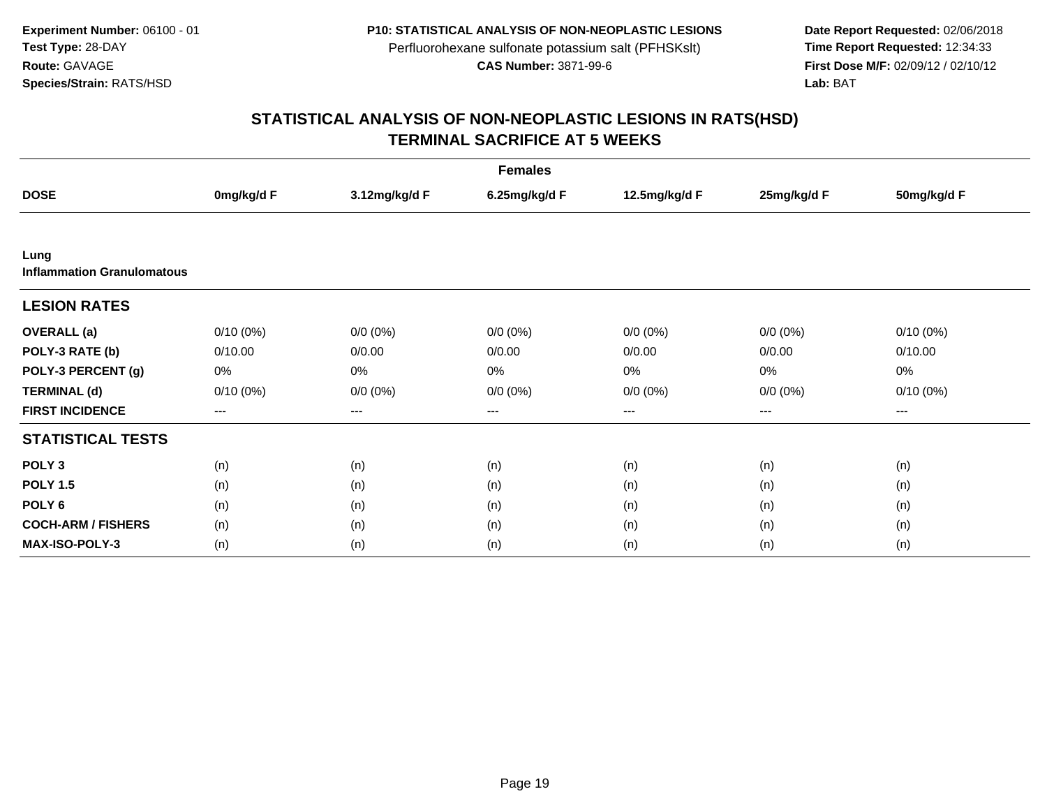**Experiment Number:** 06100 - 01
**Test Type:** 28-DAY
**Route:** GAVAGE
**Species/Strain:** RATS/HSD

**P10: STATISTICAL ANALYSIS OF NON-NEOPLASTIC LESIONS**
Perfluorohexane sulfonate potassium salt (PFHSKslt)
**CAS Number:** 3871-99-6

**Date Report Requested:** 02/06/2018
**Time Report Requested:** 12:34:33
**First Dose M/F:** 02/09/12 / 02/10/12
**Lab:** BAT

## STATISTICAL ANALYSIS OF NON-NEOPLASTIC LESIONS IN RATS(HSD)
## TERMINAL SACRIFICE AT 5 WEEKS

| | Females | | | | | |
|---|---|---|---|---|---|---|
| **DOSE** | **0mg/kg/d F** | **3.12mg/kg/d F** | **6.25mg/kg/d F** | **12.5mg/kg/d F** | **25mg/kg/d F** | **50mg/kg/d F** |
| **Lung** | | | | | | |
| **Inflammation Granulomatous** | | | | | | |
| **LESION RATES** | | | | | | |
| **OVERALL (a)** | 0/10 (0%) | 0/0 (0%) | 0/0 (0%) | 0/0 (0%) | 0/0 (0%) | 0/10 (0%) |
| **POLY-3 RATE (b)** | 0/10.00 | 0/0.00 | 0/0.00 | 0/0.00 | 0/0.00 | 0/10.00 |
| **POLY-3 PERCENT (g)** | 0% | 0% | 0% | 0% | 0% | 0% |
| **TERMINAL (d)** | 0/10 (0%) | 0/0 (0%) | 0/0 (0%) | 0/0 (0%) | 0/0 (0%) | 0/10 (0%) |
| **FIRST INCIDENCE** | --- | --- | --- | --- | --- | --- |
| **STATISTICAL TESTS** | | | | | | |
| **POLY 3** | (n) | (n) | (n) | (n) | (n) | (n) |
| **POLY 1.5** | (n) | (n) | (n) | (n) | (n) | (n) |
| **POLY 6** | (n) | (n) | (n) | (n) | (n) | (n) |
| **COCH-ARM / FISHERS** | (n) | (n) | (n) | (n) | (n) | (n) |
| **MAX-ISO-POLY-3** | (n) | (n) | (n) | (n) | (n) | (n) |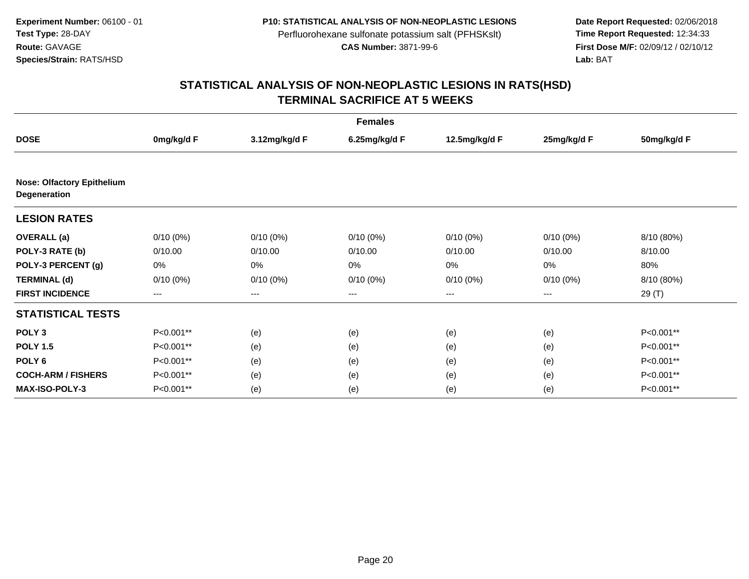Experiment Number: 06100 - 01
Test Type: 28-DAY
Route: GAVAGE
Species/Strain: RATS/HSD

P10: STATISTICAL ANALYSIS OF NON-NEOPLASTIC LESIONS
Perfluorohexane sulfonate potassium salt (PFHSKslt)
CAS Number: 3871-99-6

Date Report Requested: 02/06/2018
Time Report Requested: 12:34:33
First Dose M/F: 02/09/12 / 02/10/12
Lab: BAT

# STATISTICAL ANALYSIS OF NON-NEOPLASTIC LESIONS IN RATS(HSD)
# TERMINAL SACRIFICE AT 5 WEEKS

| | Females | | | | | |
|---|---|---|---|---|---|---|
| **DOSE** | **0mg/kg/d F** | **3.12mg/kg/d F** | **6.25mg/kg/d F** | **12.5mg/kg/d F** | **25mg/kg/d F** | **50mg/kg/d F** |
| **Nose: Olfactory Epithelium Degeneration** | | | | | | |
| **LESION RATES** | | | | | | |
| **OVERALL (a)** | 0/10 (0%) | 0/10 (0%) | 0/10 (0%) | 0/10 (0%) | 0/10 (0%) | 8/10 (80%) |
| **POLY-3 RATE (b)** | 0/10.00 | 0/10.00 | 0/10.00 | 0/10.00 | 0/10.00 | 8/10.00 |
| **POLY-3 PERCENT (g)** | 0% | 0% | 0% | 0% | 0% | 80% |
| **TERMINAL (d)** | 0/10 (0%) | 0/10 (0%) | 0/10 (0%) | 0/10 (0%) | 0/10 (0%) | 8/10 (80%) |
| **FIRST INCIDENCE** | --- | --- | --- | --- | --- | 29 (T) |
| **STATISTICAL TESTS** | | | | | | |
| **POLY 3** | P<0.001** | (e) | (e) | (e) | (e) | P<0.001** |
| **POLY 1.5** | P<0.001** | (e) | (e) | (e) | (e) | P<0.001** |
| **POLY 6** | P<0.001** | (e) | (e) | (e) | (e) | P<0.001** |
| **COCH-ARM / FISHERS** | P<0.001** | (e) | (e) | (e) | (e) | P<0.001** |
| **MAX-ISO-POLY-3** | P<0.001** | (e) | (e) | (e) | (e) | P<0.001** |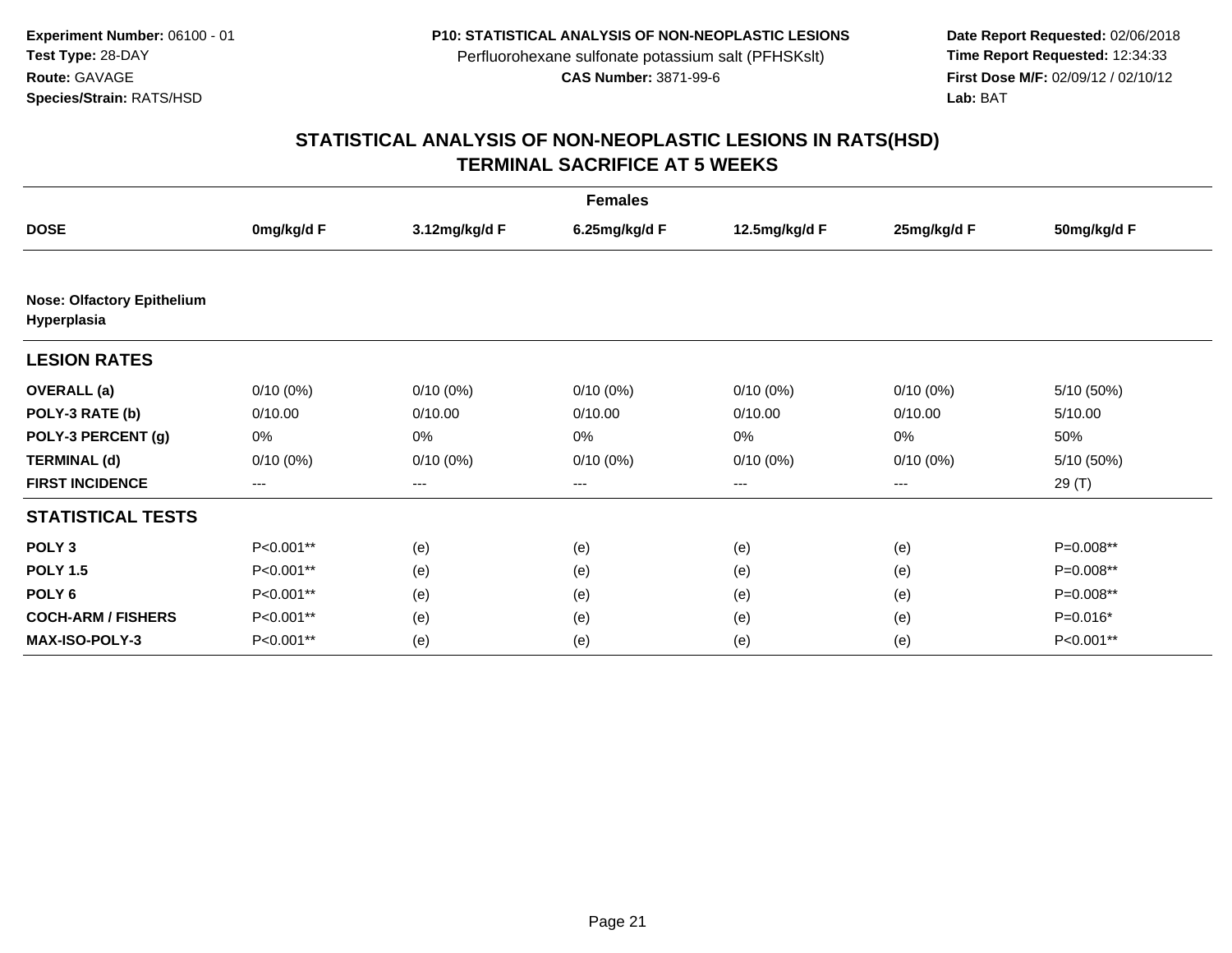**Experiment Number:** 06100 - 01
**Test Type:** 28-DAY
**Route:** GAVAGE
**Species/Strain:** RATS/HSD

**P10: STATISTICAL ANALYSIS OF NON-NEOPLASTIC LESIONS**
Perfluorohexane sulfonate potassium salt (PFHSKslt)
**CAS Number:** 3871-99-6

**Date Report Requested:** 02/06/2018
**Time Report Requested:** 12:34:33
**First Dose M/F:** 02/09/12 / 02/10/12
**Lab:** BAT

# STATISTICAL ANALYSIS OF NON-NEOPLASTIC LESIONS IN RATS(HSD)
## TERMINAL SACRIFICE AT 5 WEEKS

| | Females | | | | | |
|---|---|---|---|---|---|---|
| **DOSE** | **0mg/kg/d F** | **3.12mg/kg/d F** | **6.25mg/kg/d F** | **12.5mg/kg/d F** | **25mg/kg/d F** | **50mg/kg/d F** |
| **Nose: Olfactory Epithelium Hyperplasia** | | | | | | |
| **LESION RATES** | | | | | | |
| **OVERALL (a)** | 0/10 (0%) | 0/10 (0%) | 0/10 (0%) | 0/10 (0%) | 0/10 (0%) | 5/10 (50%) |
| **POLY-3 RATE (b)** | 0/10.00 | 0/10.00 | 0/10.00 | 0/10.00 | 0/10.00 | 5/10.00 |
| **POLY-3 PERCENT (g)** | 0% | 0% | 0% | 0% | 0% | 50% |
| **TERMINAL (d)** | 0/10 (0%) | 0/10 (0%) | 0/10 (0%) | 0/10 (0%) | 0/10 (0%) | 5/10 (50%) |
| **FIRST INCIDENCE** | --- | --- | --- | --- | --- | 29 (T) |
| **STATISTICAL TESTS** | | | | | | |
| **POLY 3** | P<0.001** | (e) | (e) | (e) | (e) | P=0.008** |
| **POLY 1.5** | P<0.001** | (e) | (e) | (e) | (e) | P=0.008** |
| **POLY 6** | P<0.001** | (e) | (e) | (e) | (e) | P=0.008** |
| **COCH-ARM / FISHERS** | P<0.001** | (e) | (e) | (e) | (e) | P=0.016* |
| **MAX-ISO-POLY-3** | P<0.001** | (e) | (e) | (e) | (e) | P<0.001** |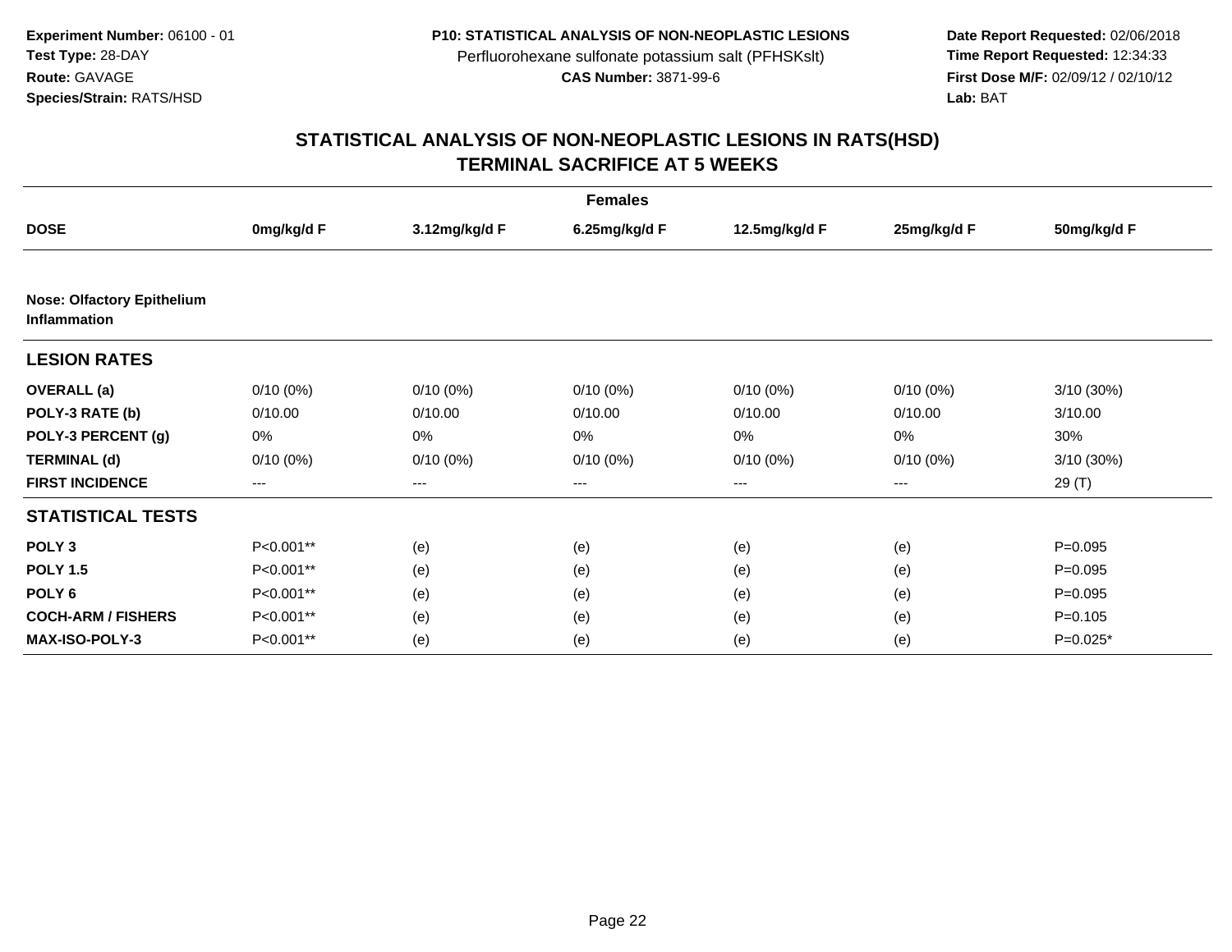**Experiment Number:** 06100 - 01
**Test Type:** 28-DAY
**Route:** GAVAGE
**Species/Strain:** RATS/HSD

**P10: STATISTICAL ANALYSIS OF NON-NEOPLASTIC LESIONS**
Perfluorohexane sulfonate potassium salt (PFHSKslt)
**CAS Number:** 3871-99-6

**Date Report Requested:** 02/06/2018
**Time Report Requested:** 12:34:33
**First Dose M/F:** 02/09/12 / 02/10/12
**Lab:** BAT

# STATISTICAL ANALYSIS OF NON-NEOPLASTIC LESIONS IN RATS(HSD)
# TERMINAL SACRIFICE AT 5 WEEKS

| | Females | | | | | |
|---|---|---|---|---|---|---|
| **DOSE** | **0mg/kg/d F** | **3.12mg/kg/d F** | **6.25mg/kg/d F** | **12.5mg/kg/d F** | **25mg/kg/d F** | **50mg/kg/d F** |
| **Nose: Olfactory Epithelium Inflammation** | | | | | | |
| **LESION RATES** | | | | | | |
| **OVERALL (a)** | 0/10 (0%) | 0/10 (0%) | 0/10 (0%) | 0/10 (0%) | 0/10 (0%) | 3/10 (30%) |
| **POLY-3 RATE (b)** | 0/10.00 | 0/10.00 | 0/10.00 | 0/10.00 | 0/10.00 | 3/10.00 |
| **POLY-3 PERCENT (g)** | 0% | 0% | 0% | 0% | 0% | 30% |
| **TERMINAL (d)** | 0/10 (0%) | 0/10 (0%) | 0/10 (0%) | 0/10 (0%) | 0/10 (0%) | 3/10 (30%) |
| **FIRST INCIDENCE** | --- | --- | --- | --- | --- | 29 (T) |
| **STATISTICAL TESTS** | | | | | | |
| **POLY 3** | P<0.001** | (e) | (e) | (e) | (e) | P=0.095 |
| **POLY 1.5** | P<0.001** | (e) | (e) | (e) | (e) | P=0.095 |
| **POLY 6** | P<0.001** | (e) | (e) | (e) | (e) | P=0.095 |
| **COCH-ARM / FISHERS** | P<0.001** | (e) | (e) | (e) | (e) | P=0.105 |
| **MAX-ISO-POLY-3** | P<0.001** | (e) | (e) | (e) | (e) | P=0.025* |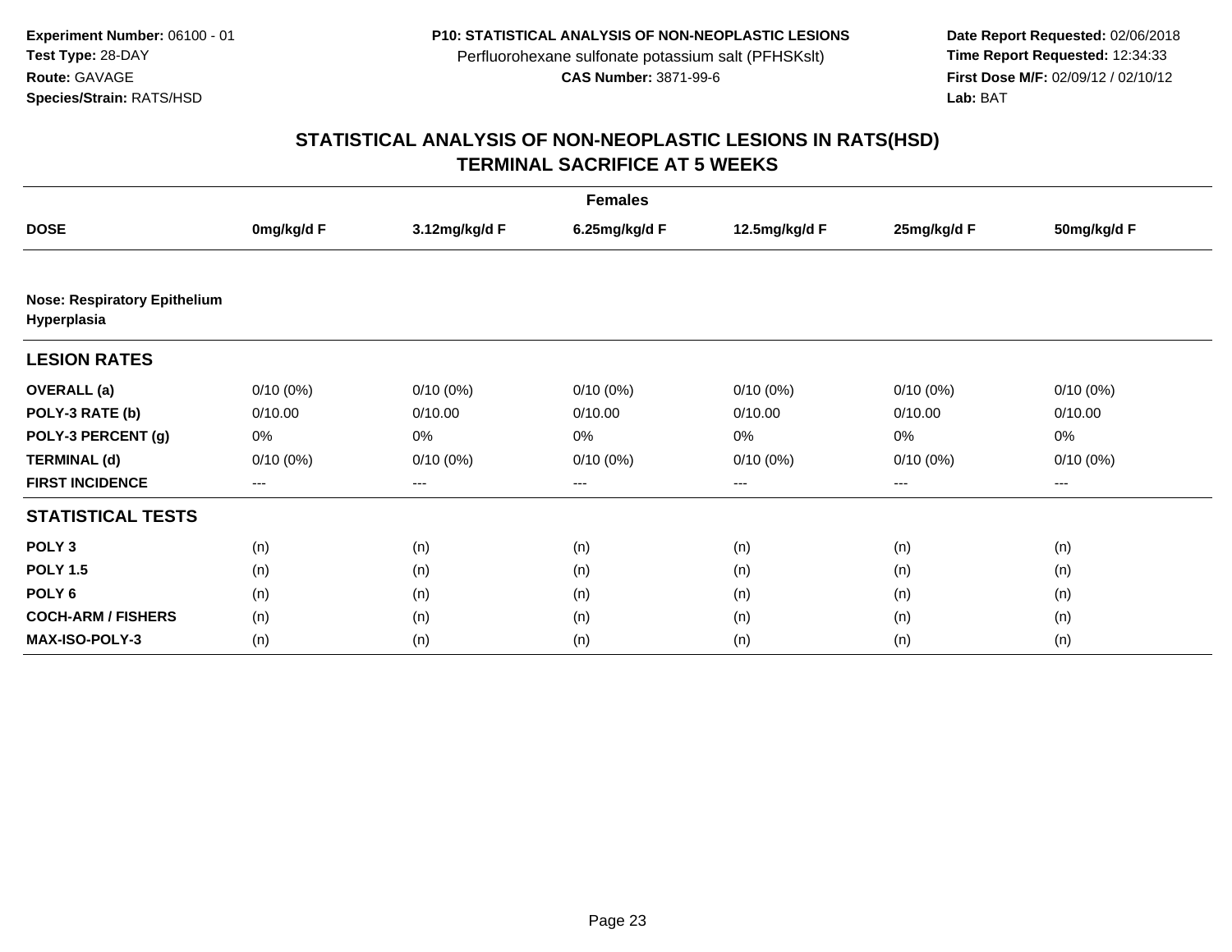**Experiment Number:** 06100 - 01
**Test Type:** 28-DAY
**Route:** GAVAGE
**Species/Strain:** RATS/HSD

**P10: STATISTICAL ANALYSIS OF NON-NEOPLASTIC LESIONS**
Perfluorohexane sulfonate potassium salt (PFHSKslt)
**CAS Number:** 3871-99-6

**Date Report Requested:** 02/06/2018
**Time Report Requested:** 12:34:33
**First Dose M/F:** 02/09/12 / 02/10/12
**Lab:** BAT

# STATISTICAL ANALYSIS OF NON-NEOPLASTIC LESIONS IN RATS(HSD)
## TERMINAL SACRIFICE AT 5 WEEKS

| | Females | | | | | |
|---|---|---|---|---|---|---|
| **DOSE** | **0mg/kg/d F** | **3.12mg/kg/d F** | **6.25mg/kg/d F** | **12.5mg/kg/d F** | **25mg/kg/d F** | **50mg/kg/d F** |
| **Nose: Respiratory Epithelium Hyperplasia** | | | | | | |
| **LESION RATES** | | | | | | |
| **OVERALL (a)** | 0/10 (0%) | 0/10 (0%) | 0/10 (0%) | 0/10 (0%) | 0/10 (0%) | 0/10 (0%) |
| **POLY-3 RATE (b)** | 0/10.00 | 0/10.00 | 0/10.00 | 0/10.00 | 0/10.00 | 0/10.00 |
| **POLY-3 PERCENT (g)** | 0% | 0% | 0% | 0% | 0% | 0% |
| **TERMINAL (d)** | 0/10 (0%) | 0/10 (0%) | 0/10 (0%) | 0/10 (0%) | 0/10 (0%) | 0/10 (0%) |
| **FIRST INCIDENCE** | --- | --- | --- | --- | --- | --- |
| **STATISTICAL TESTS** | | | | | | |
| **POLY 3** | (n) | (n) | (n) | (n) | (n) | (n) |
| **POLY 1.5** | (n) | (n) | (n) | (n) | (n) | (n) |
| **POLY 6** | (n) | (n) | (n) | (n) | (n) | (n) |
| **COCH-ARM / FISHERS** | (n) | (n) | (n) | (n) | (n) | (n) |
| **MAX-ISO-POLY-3** | (n) | (n) | (n) | (n) | (n) | (n) |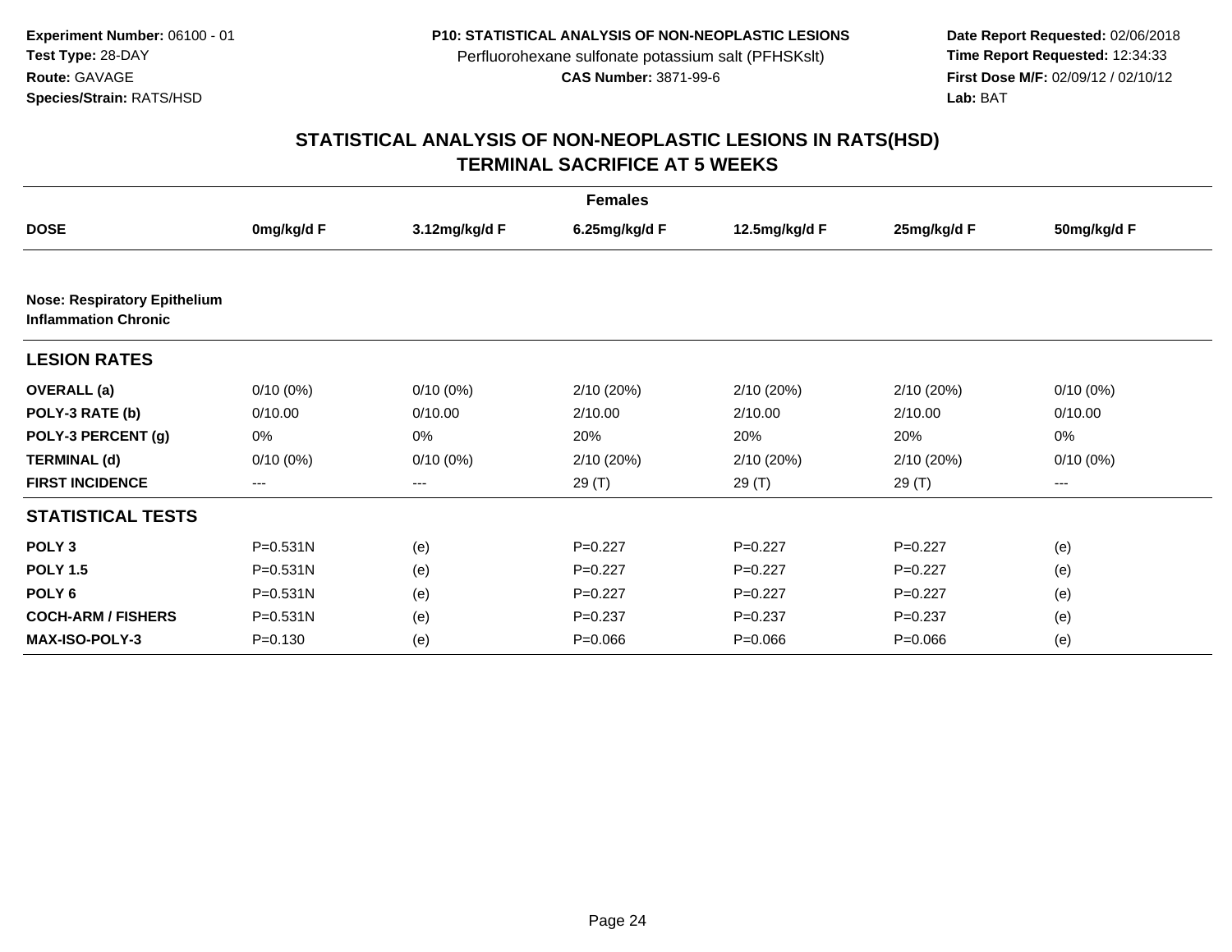**Experiment Number:** 06100 - 01
**Test Type:** 28-DAY
**Route:** GAVAGE
**Species/Strain:** RATS/HSD

**P10: STATISTICAL ANALYSIS OF NON-NEOPLASTIC LESIONS**
Perfluorohexane sulfonate potassium salt (PFHSKslt)
**CAS Number:** 3871-99-6

**Date Report Requested:** 02/06/2018
**Time Report Requested:** 12:34:33
**First Dose M/F:** 02/09/12 / 02/10/12
**Lab:** BAT

## STATISTICAL ANALYSIS OF NON-NEOPLASTIC LESIONS IN RATS(HSD)
## TERMINAL SACRIFICE AT 5 WEEKS

| | Females | | | | | |
|---|---|---|---|---|---|---|
| **DOSE** | **0mg/kg/d F** | **3.12mg/kg/d F** | **6.25mg/kg/d F** | **12.5mg/kg/d F** | **25mg/kg/d F** | **50mg/kg/d F** |
| **Nose: Respiratory Epithelium Inflammation Chronic** | | | | | | |
| **LESION RATES** | | | | | | |
| **OVERALL (a)** | 0/10 (0%) | 0/10 (0%) | 2/10 (20%) | 2/10 (20%) | 2/10 (20%) | 0/10 (0%) |
| **POLY-3 RATE (b)** | 0/10.00 | 0/10.00 | 2/10.00 | 2/10.00 | 2/10.00 | 0/10.00 |
| **POLY-3 PERCENT (g)** | 0% | 0% | 20% | 20% | 20% | 0% |
| **TERMINAL (d)** | 0/10 (0%) | 0/10 (0%) | 2/10 (20%) | 2/10 (20%) | 2/10 (20%) | 0/10 (0%) |
| **FIRST INCIDENCE** | --- | --- | 29 (T) | 29 (T) | 29 (T) | --- |
| **STATISTICAL TESTS** | | | | | | |
| **POLY 3** | P=0.531N | (e) | P=0.227 | P=0.227 | P=0.227 | (e) |
| **POLY 1.5** | P=0.531N | (e) | P=0.227 | P=0.227 | P=0.227 | (e) |
| **POLY 6** | P=0.531N | (e) | P=0.227 | P=0.227 | P=0.227 | (e) |
| **COCH-ARM / FISHERS** | P=0.531N | (e) | P=0.237 | P=0.237 | P=0.237 | (e) |
| **MAX-ISO-POLY-3** | P=0.130 | (e) | P=0.066 | P=0.066 | P=0.066 | (e) |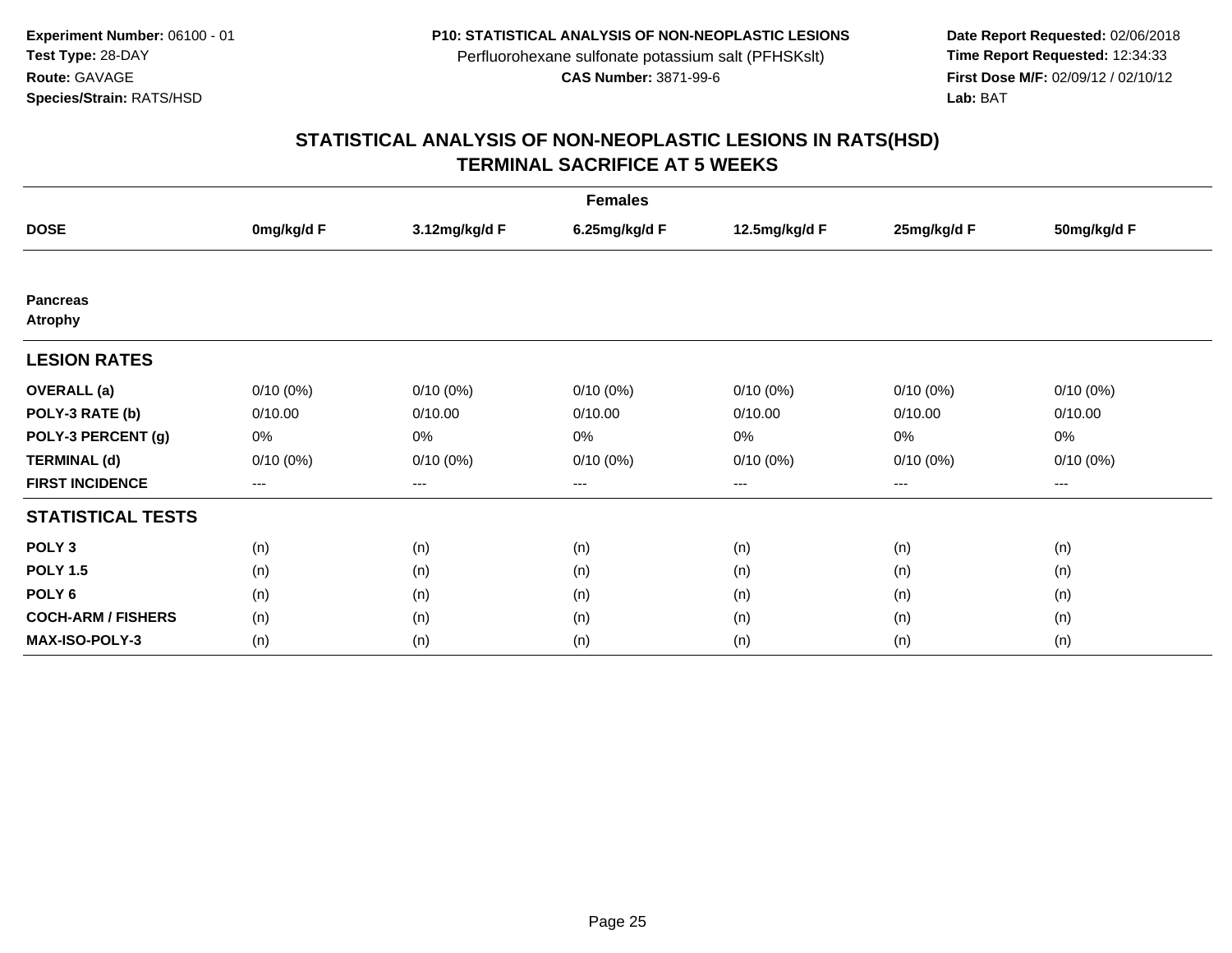**Experiment Number:** 06100 - 01
**Test Type:** 28-DAY
**Route:** GAVAGE
**Species/Strain:** RATS/HSD

**P10: STATISTICAL ANALYSIS OF NON-NEOPLASTIC LESIONS**
Perfluorohexane sulfonate potassium salt (PFHSKslt)
**CAS Number:** 3871-99-6

**Date Report Requested:** 02/06/2018
**Time Report Requested:** 12:34:33
**First Dose M/F:** 02/09/12 / 02/10/12
**Lab:** BAT

## STATISTICAL ANALYSIS OF NON-NEOPLASTIC LESIONS IN RATS(HSD)
## TERMINAL SACRIFICE AT 5 WEEKS

| Females | | | | | | |
|---|---|---|---|---|---|---|
| **DOSE** | **0mg/kg/d F** | **3.12mg/kg/d F** | **6.25mg/kg/d F** | **12.5mg/kg/d F** | **25mg/kg/d F** | **50mg/kg/d F** |
| **Pancreas** | | | | | | |
| **Atrophy** | | | | | | |
| **LESION RATES** | | | | | | |
| **OVERALL (a)** | 0/10 (0%) | 0/10 (0%) | 0/10 (0%) | 0/10 (0%) | 0/10 (0%) | 0/10 (0%) |
| **POLY-3 RATE (b)** | 0/10.00 | 0/10.00 | 0/10.00 | 0/10.00 | 0/10.00 | 0/10.00 |
| **POLY-3 PERCENT (g)** | 0% | 0% | 0% | 0% | 0% | 0% |
| **TERMINAL (d)** | 0/10 (0%) | 0/10 (0%) | 0/10 (0%) | 0/10 (0%) | 0/10 (0%) | 0/10 (0%) |
| **FIRST INCIDENCE** | --- | --- | --- | --- | --- | --- |
| **STATISTICAL TESTS** | | | | | | |
| **POLY 3** | (n) | (n) | (n) | (n) | (n) | (n) |
| **POLY 1.5** | (n) | (n) | (n) | (n) | (n) | (n) |
| **POLY 6** | (n) | (n) | (n) | (n) | (n) | (n) |
| **COCH-ARM / FISHERS** | (n) | (n) | (n) | (n) | (n) | (n) |
| **MAX-ISO-POLY-3** | (n) | (n) | (n) | (n) | (n) | (n) |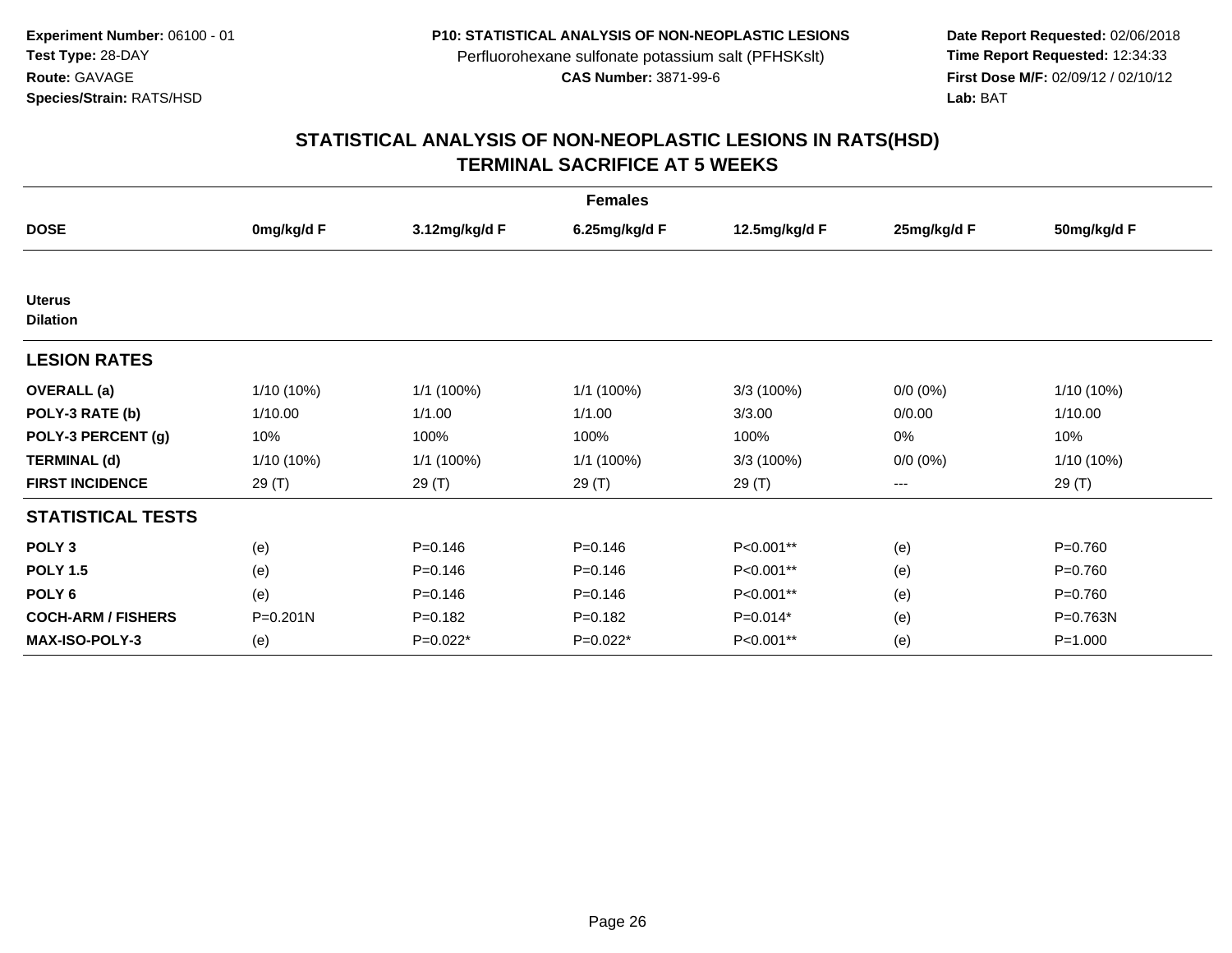**Experiment Number:** 06100 - 01
**Test Type:** 28-DAY
**Route:** GAVAGE
**Species/Strain:** RATS/HSD

**P10: STATISTICAL ANALYSIS OF NON-NEOPLASTIC LESIONS**
Perfluorohexane sulfonate potassium salt (PFHSKslt)
**CAS Number:** 3871-99-6

**Date Report Requested:** 02/06/2018
**Time Report Requested:** 12:34:33
**First Dose M/F:** 02/09/12 / 02/10/12
**Lab:** BAT

## STATISTICAL ANALYSIS OF NON-NEOPLASTIC LESIONS IN RATS(HSD)
## TERMINAL SACRIFICE AT 5 WEEKS

| Females | | | | | | |
|---|---|---|---|---|---|---|
| **DOSE** | **0mg/kg/d F** | **3.12mg/kg/d F** | **6.25mg/kg/d F** | **12.5mg/kg/d F** | **25mg/kg/d F** | **50mg/kg/d F** |
| **Uterus** | | | | | | |
| **Dilation** | | | | | | |
| **LESION RATES** | | | | | | |
| **OVERALL (a)** | 1/10 (10%) | 1/1 (100%) | 1/1 (100%) | 3/3 (100%) | 0/0 (0%) | 1/10 (10%) |
| **POLY-3 RATE (b)** | 1/10.00 | 1/1.00 | 1/1.00 | 3/3.00 | 0/0.00 | 1/10.00 |
| **POLY-3 PERCENT (g)** | 10% | 100% | 100% | 100% | 0% | 10% |
| **TERMINAL (d)** | 1/10 (10%) | 1/1 (100%) | 1/1 (100%) | 3/3 (100%) | 0/0 (0%) | 1/10 (10%) |
| **FIRST INCIDENCE** | 29 (T) | 29 (T) | 29 (T) | 29 (T) | --- | 29 (T) |
| **STATISTICAL TESTS** | | | | | | |
| **POLY 3** | (e) | P=0.146 | P=0.146 | P<0.001** | (e) | P=0.760 |
| **POLY 1.5** | (e) | P=0.146 | P=0.146 | P<0.001** | (e) | P=0.760 |
| **POLY 6** | (e) | P=0.146 | P=0.146 | P<0.001** | (e) | P=0.760 |
| **COCH-ARM / FISHERS** | P=0.201N | P=0.182 | P=0.182 | P=0.014* | (e) | P=0.763N |
| **MAX-ISO-POLY-3** | (e) | P=0.022* | P=0.022* | P<0.001** | (e) | P=1.000 |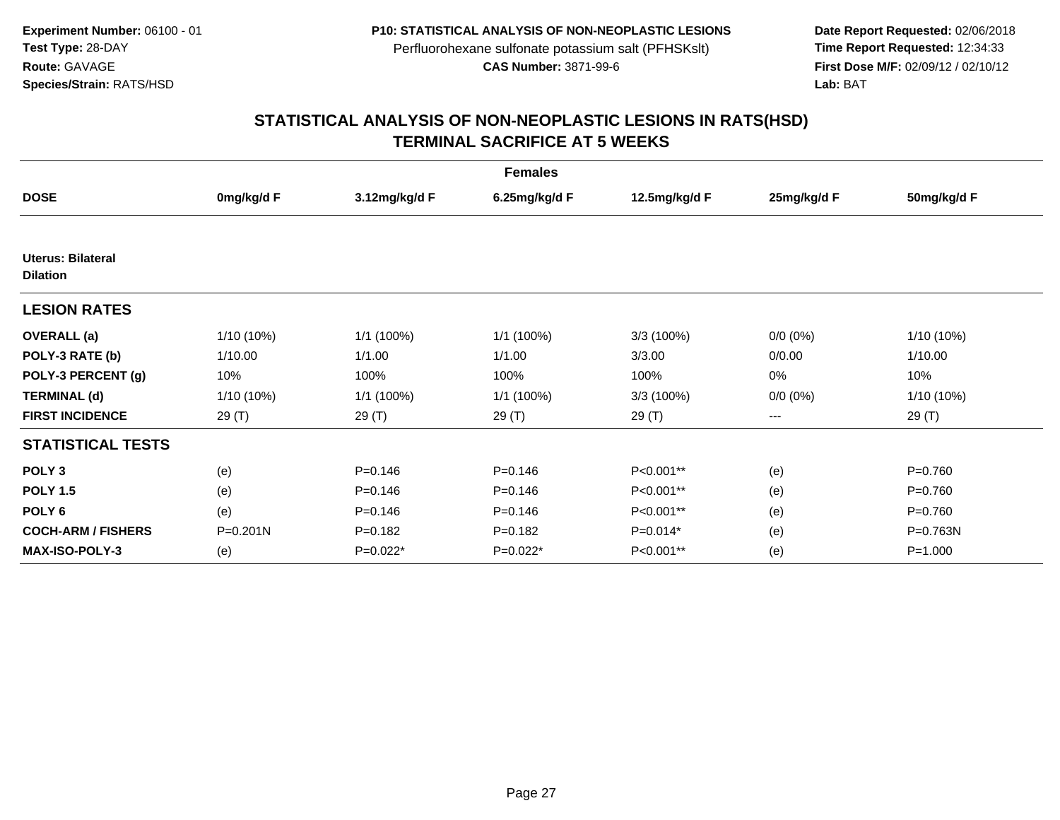**Experiment Number:** 06100 - 01
**Test Type:** 28-DAY
**Route:** GAVAGE
**Species/Strain:** RATS/HSD

**P10: STATISTICAL ANALYSIS OF NON-NEOPLASTIC LESIONS**
Perfluorohexane sulfonate potassium salt (PFHSKslt)
**CAS Number:** 3871-99-6

**Date Report Requested:** 02/06/2018
**Time Report Requested:** 12:34:33
**First Dose M/F:** 02/09/12 / 02/10/12
**Lab:** BAT

## STATISTICAL ANALYSIS OF NON-NEOPLASTIC LESIONS IN RATS(HSD)
## TERMINAL SACRIFICE AT 5 WEEKS

| | Females | | | | | |
|---|---|---|---|---|---|---|
| **DOSE** | **0mg/kg/d F** | **3.12mg/kg/d F** | **6.25mg/kg/d F** | **12.5mg/kg/d F** | **25mg/kg/d F** | **50mg/kg/d F** |
| **Uterus: Bilateral Dilation** | | | | | | |
| **LESION RATES** | | | | | | |
| **OVERALL (a)** | 1/10 (10%) | 1/1 (100%) | 1/1 (100%) | 3/3 (100%) | 0/0 (0%) | 1/10 (10%) |
| **POLY-3 RATE (b)** | 1/10.00 | 1/1.00 | 1/1.00 | 3/3.00 | 0/0.00 | 1/10.00 |
| **POLY-3 PERCENT (g)** | 10% | 100% | 100% | 100% | 0% | 10% |
| **TERMINAL (d)** | 1/10 (10%) | 1/1 (100%) | 1/1 (100%) | 3/3 (100%) | 0/0 (0%) | 1/10 (10%) |
| **FIRST INCIDENCE** | 29 (T) | 29 (T) | 29 (T) | 29 (T) | --- | 29 (T) |
| **STATISTICAL TESTS** | | | | | | |
| **POLY 3** | (e) | P=0.146 | P=0.146 | P<0.001** | (e) | P=0.760 |
| **POLY 1.5** | (e) | P=0.146 | P=0.146 | P<0.001** | (e) | P=0.760 |
| **POLY 6** | (e) | P=0.146 | P=0.146 | P<0.001** | (e) | P=0.760 |
| **COCH-ARM / FISHERS** | P=0.201N | P=0.182 | P=0.182 | P=0.014* | (e) | P=0.763N |
| **MAX-ISO-POLY-3** | (e) | P=0.022* | P=0.022* | P<0.001** | (e) | P=1.000 |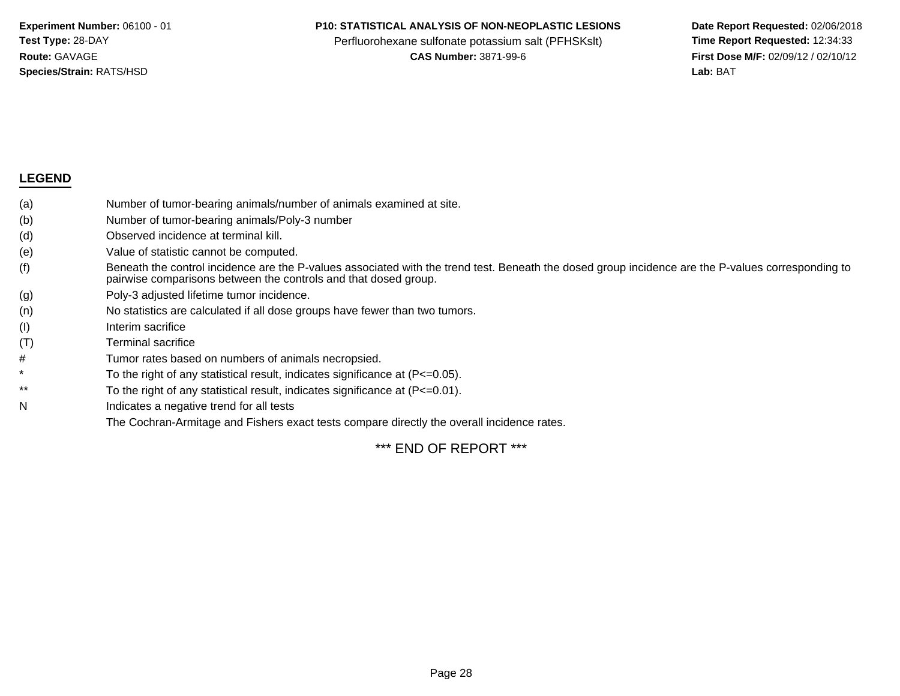**Experiment Number:** 06100 - 01
**Test Type:** 28-DAY
**Route:** GAVAGE
**Species/Strain:** RATS/HSD

**P10: STATISTICAL ANALYSIS OF NON-NEOPLASTIC LESIONS**
Perfluorohexane sulfonate potassium salt (PFHSKslt)
**CAS Number:** 3871-99-6

**Date Report Requested:** 02/06/2018
**Time Report Requested:** 12:34:33
**First Dose M/F:** 02/09/12 / 02/10/12
**Lab:** BAT

## LEGEND

| | |
|---|---|
| (a) | Number of tumor-bearing animals/number of animals examined at site. |
| (b) | Number of tumor-bearing animals/Poly-3 number |
| (d) | Observed incidence at terminal kill. |
| (e) | Value of statistic cannot be computed. |
| (f) | Beneath the control incidence are the P-values associated with the trend test. Beneath the dosed group incidence are the P-values corresponding to pairwise comparisons between the controls and that dosed group. |
| (g) | Poly-3 adjusted lifetime tumor incidence. |
| (n) | No statistics are calculated if all dose groups have fewer than two tumors. |
| (I) | Interim sacrifice |
| (T) | Terminal sacrifice |
| # | Tumor rates based on numbers of animals necropsied. |
| * | To the right of any statistical result, indicates significance at (P<=0.05). |
| ** | To the right of any statistical result, indicates significance at (P<=0.01). |
| N | Indicates a negative trend for all tests |
| | The Cochran-Armitage and Fishers exact tests compare directly the overall incidence rates. |

*** END OF REPORT ***